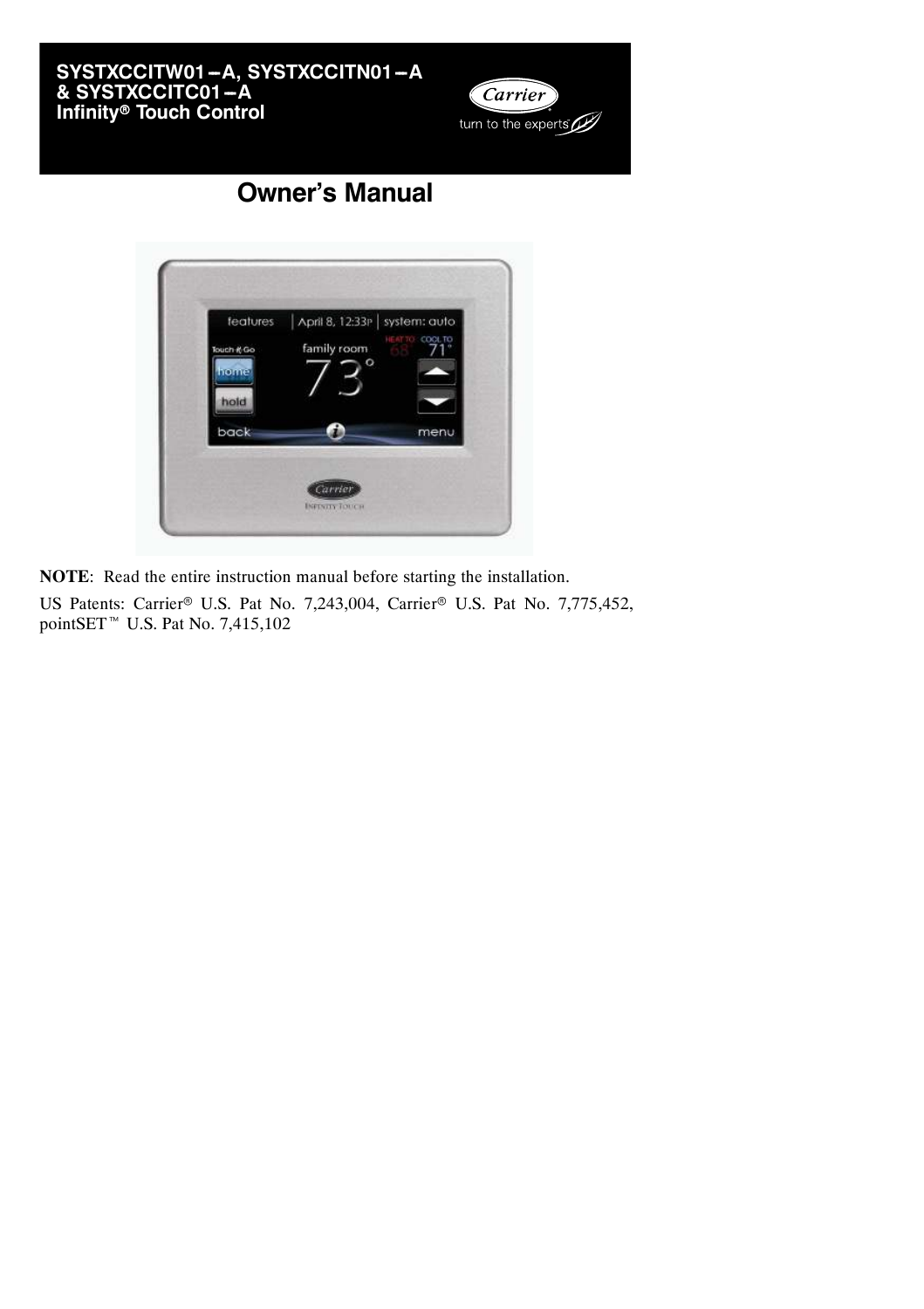# SYSTXCCITW01−A, SYSTXCCITN01−A & SYSTXCCITC01−A Infinity® Touch Control

## Owner's Manual

**NOTE**: Read the entire instruction manual before starting the installation.

US Patents: Carrier® U.S. Pat No. 7,243,004, Carrier® U.S. Pat No. 7,775,452, pointSET™ U.S. Pat No. 7,415,102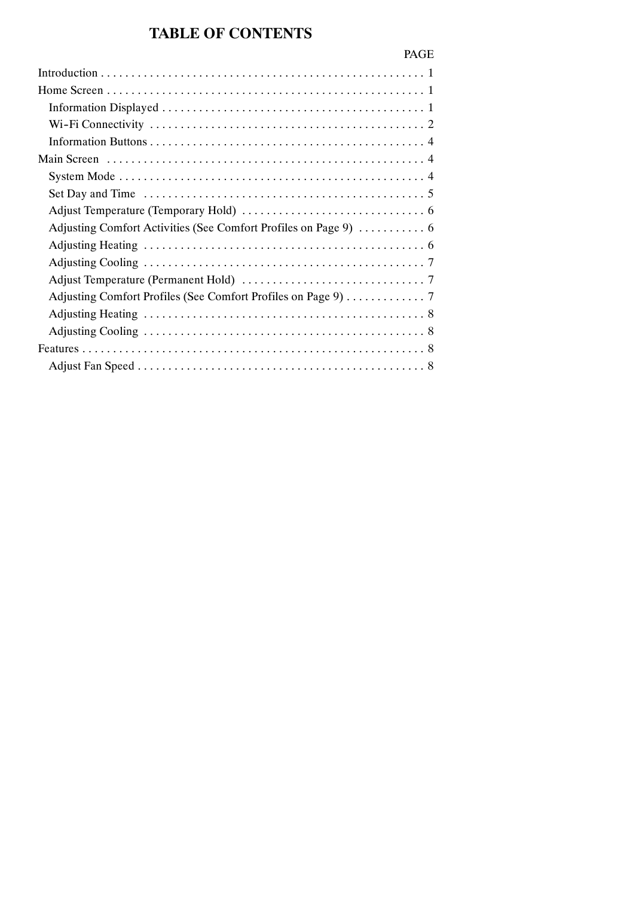# TABLE OF CONTENTS

| | PAGE |
|---|---|
| Introduction | 1 |
| Home Screen | 1 |
| Information Displayed | 1 |
| Wi-Fi Connectivity | 2 |
| Information Buttons | 4 |
| Main Screen | 4 |
| System Mode | 4 |
| Set Day and Time | 5 |
| Adjust Temperature (Temporary Hold) | 6 |
| Adjusting Comfort Activities (See Comfort Profiles on Page 9) | 6 |
| Adjusting Heating | 6 |
| Adjusting Cooling | 7 |
| Adjust Temperature (Permanent Hold) | 7 |
| Adjusting Comfort Profiles (See Comfort Profiles on Page 9) | 7 |
| Adjusting Heating | 8 |
| Adjusting Cooling | 8 |
| Features | 8 |
| Adjust Fan Speed | 8 |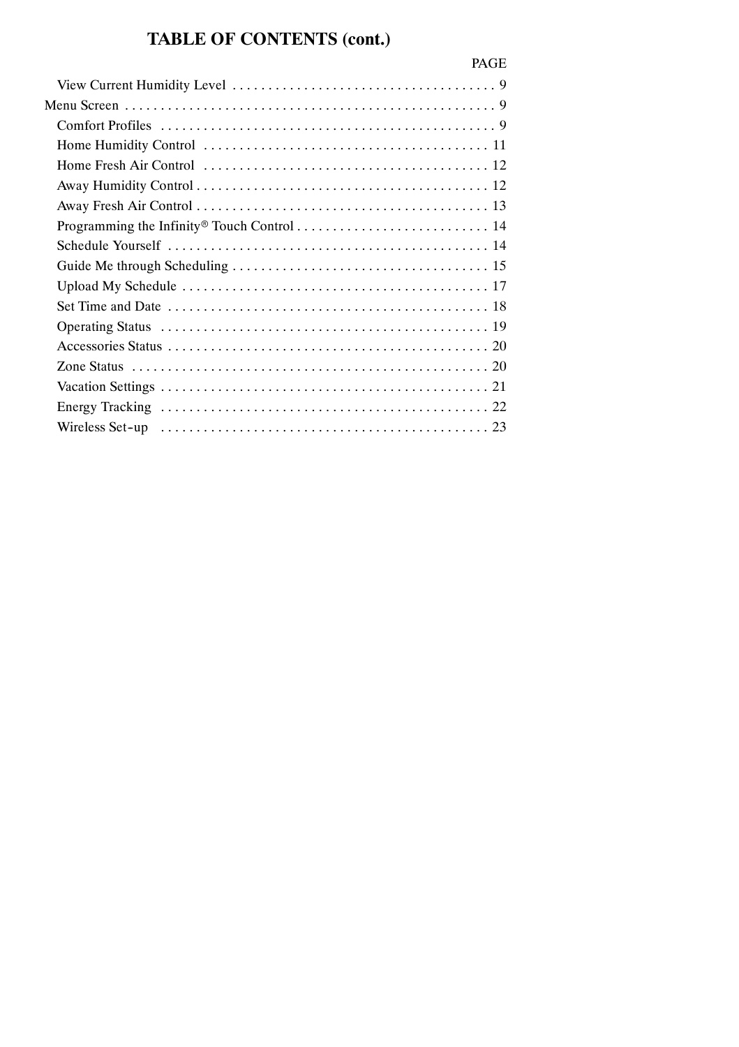# TABLE OF CONTENTS (cont.)

| | PAGE |
|---|---|
| View Current Humidity Level | 9 |
| Menu Screen | 9 |
| Comfort Profiles | 9 |
| Home Humidity Control | 11 |
| Home Fresh Air Control | 12 |
| Away Humidity Control | 12 |
| Away Fresh Air Control | 13 |
| Programming the Infinity® Touch Control | 14 |
| Schedule Yourself | 14 |
| Guide Me through Scheduling | 15 |
| Upload My Schedule | 17 |
| Set Time and Date | 18 |
| Operating Status | 19 |
| Accessories Status | 20 |
| Zone Status | 20 |
| Vacation Settings | 21 |
| Energy Tracking | 22 |
| Wireless Set-up | 23 |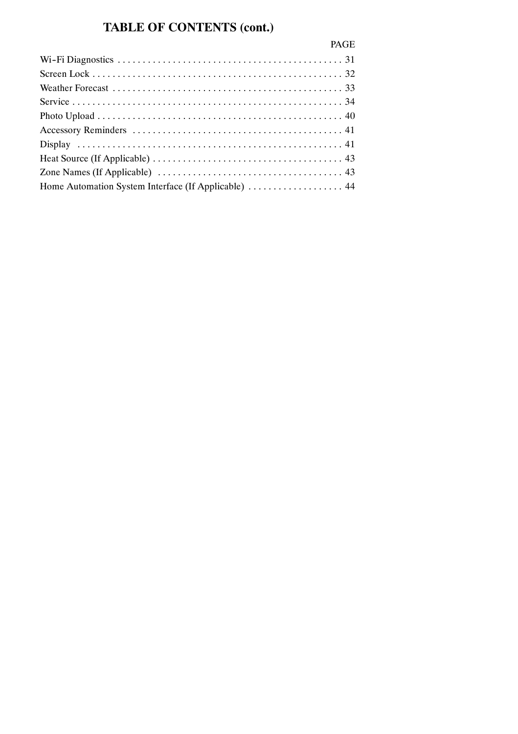# TABLE OF CONTENTS (cont.)

| | PAGE |
|---|---|
| Wi-Fi Diagnostics | 31 |
| Screen Lock | 32 |
| Weather Forecast | 33 |
| Service | 34 |
| Photo Upload | 40 |
| Accessory Reminders | 41 |
| Display | 41 |
| Heat Source (If Applicable) | 43 |
| Zone Names (If Applicable) | 43 |
| Home Automation System Interface (If Applicable) | 44 |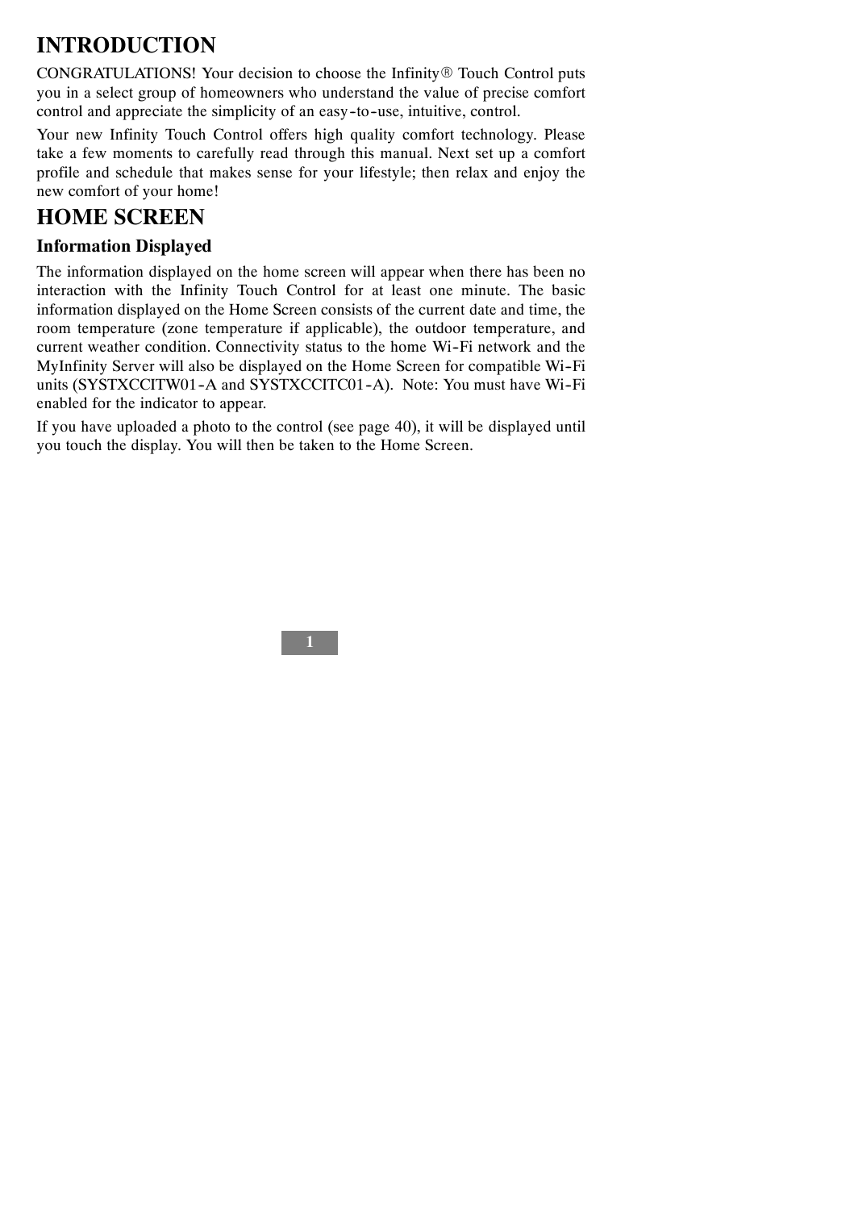# INTRODUCTION

CONGRATULATIONS! Your decision to choose the Infinity® Touch Control puts you in a select group of homeowners who understand the value of precise comfort control and appreciate the simplicity of an easy-to-use, intuitive, control.

Your new Infinity Touch Control offers high quality comfort technology. Please take a few moments to carefully read through this manual. Next set up a comfort profile and schedule that makes sense for your lifestyle; then relax and enjoy the new comfort of your home!

# HOME SCREEN

## Information Displayed

The information displayed on the home screen will appear when there has been no interaction with the Infinity Touch Control for at least one minute. The basic information displayed on the Home Screen consists of the current date and time, the room temperature (zone temperature if applicable), the outdoor temperature, and current weather condition. Connectivity status to the home Wi-Fi network and the MyInfinity Server will also be displayed on the Home Screen for compatible Wi-Fi units (SYSTXCCITW01-A and SYSTXCCITC01-A). Note: You must have Wi-Fi enabled for the indicator to appear.

If you have uploaded a photo to the control (see page 40), it will be displayed until you touch the display. You will then be taken to the Home Screen.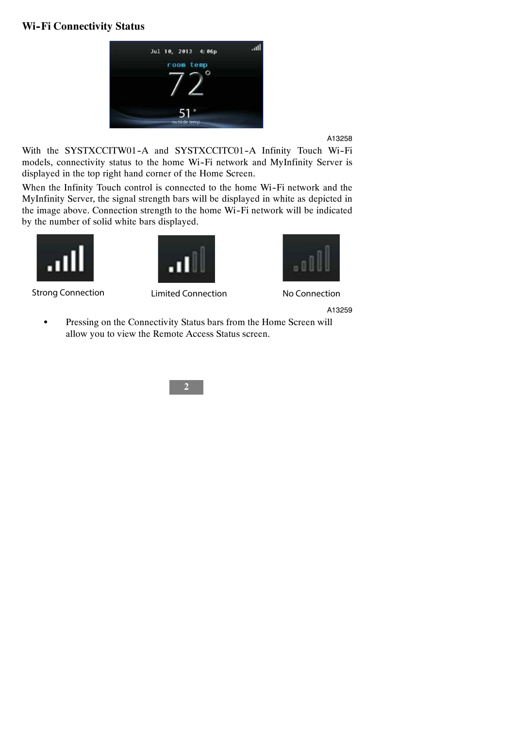## Wi-Fi Connectivity Status

A13258

With the SYSTXCCITW01-A and SYSTXCCITC01-A Infinity Touch Wi-Fi models, connectivity status to the home Wi-Fi network and MyInfinity Server is displayed in the top right hand corner of the Home Screen.

When the Infinity Touch control is connected to the home Wi-Fi network and the MyInfinity Server, the signal strength bars will be displayed in white as depicted in the image above. Connection strength to the home Wi-Fi network will be indicated by the number of solid white bars displayed.

Strong Connection    Limited Connection    No Connection

A13259

- Pressing on the Connectivity Status bars from the Home Screen will allow you to view the Remote Access Status screen.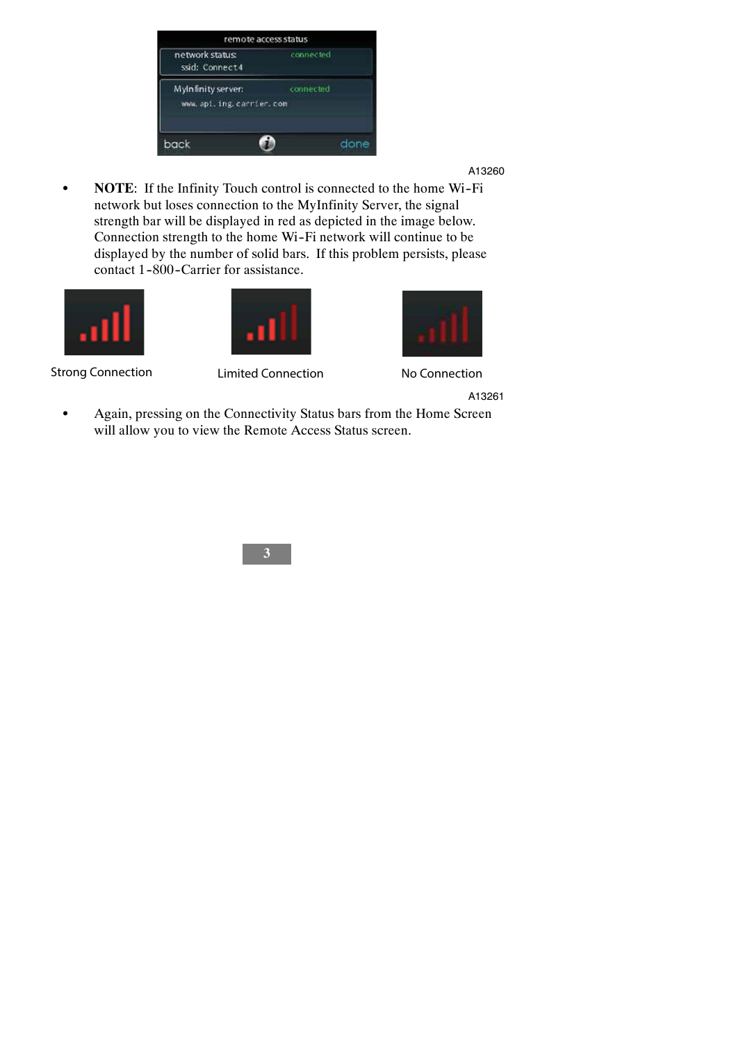A13260

- **NOTE**: If the Infinity Touch control is connected to the home Wi-Fi network but loses connection to the MyInfinity Server, the signal strength bar will be displayed in red as depicted in the image below. Connection strength to the home Wi-Fi network will continue to be displayed by the number of solid bars. If this problem persists, please contact 1-800-Carrier for assistance.

Strong Connection    Limited Connection    No Connection

A13261

- Again, pressing on the Connectivity Status bars from the Home Screen will allow you to view the Remote Access Status screen.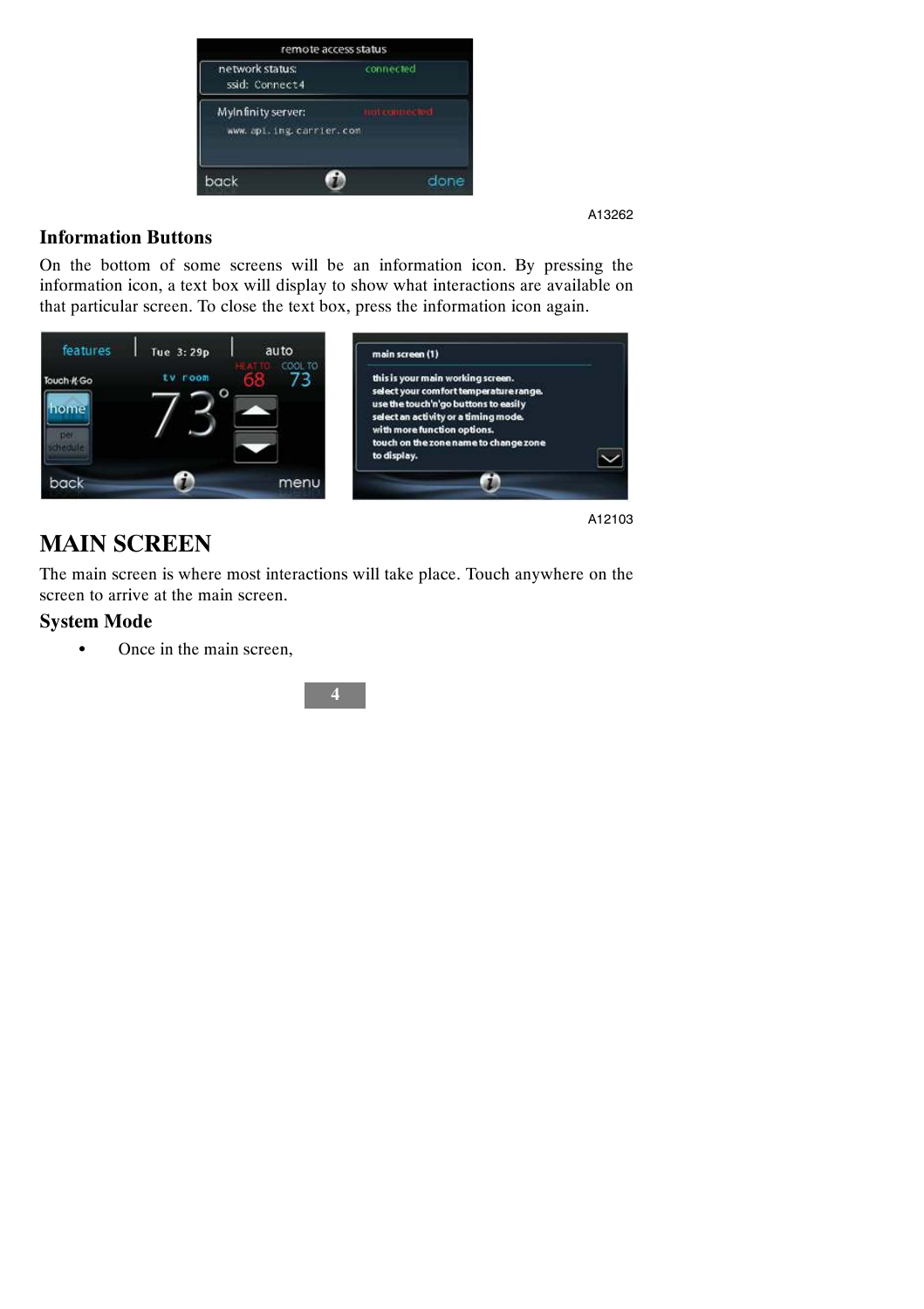A13262

## Information Buttons

On the bottom of some screens will be an information icon. By pressing the information icon, a text box will display to show what interactions are available on that particular screen. To close the text box, press the information icon again.

A12103

# MAIN SCREEN

The main screen is where most interactions will take place. Touch anywhere on the screen to arrive at the main screen.

## System Mode

- Once in the main screen,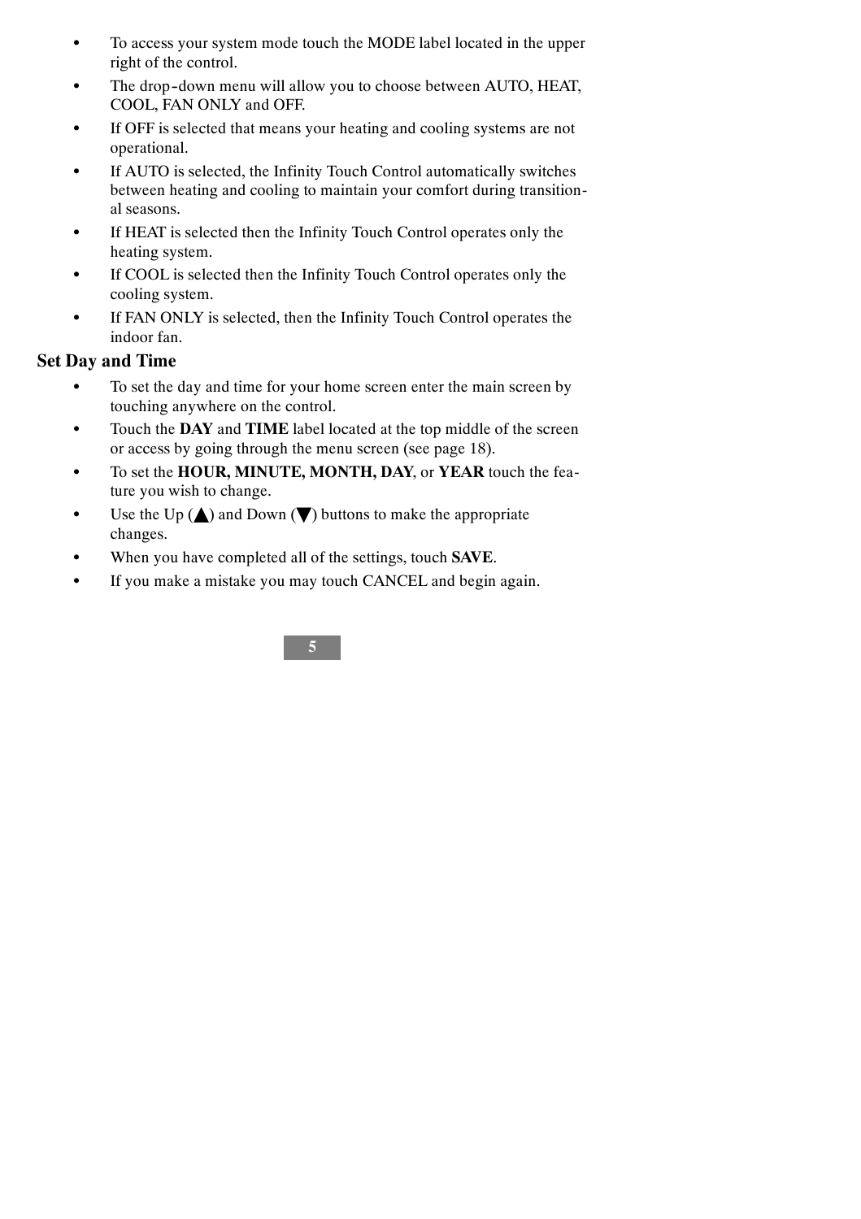- To access your system mode touch the MODE label located in the upper right of the control.
- The drop-down menu will allow you to choose between AUTO, HEAT, COOL, FAN ONLY and OFF.
- If OFF is selected that means your heating and cooling systems are not operational.
- If AUTO is selected, the Infinity Touch Control automatically switches between heating and cooling to maintain your comfort during transitional seasons.
- If HEAT is selected then the Infinity Touch Control operates only the heating system.
- If COOL is selected then the Infinity Touch Control operates only the cooling system.
- If FAN ONLY is selected, then the Infinity Touch Control operates the indoor fan.

## Set Day and Time

- To set the day and time for your home screen enter the main screen by touching anywhere on the control.
- Touch the **DAY** and **TIME** label located at the top middle of the screen or access by going through the menu screen (see page 18).
- To set the **HOUR, MINUTE, MONTH, DAY**, or **YEAR** touch the feature you wish to change.
- Use the Up (▲) and Down (▼) buttons to make the appropriate changes.
- When you have completed all of the settings, touch **SAVE**.
- If you make a mistake you may touch CANCEL and begin again.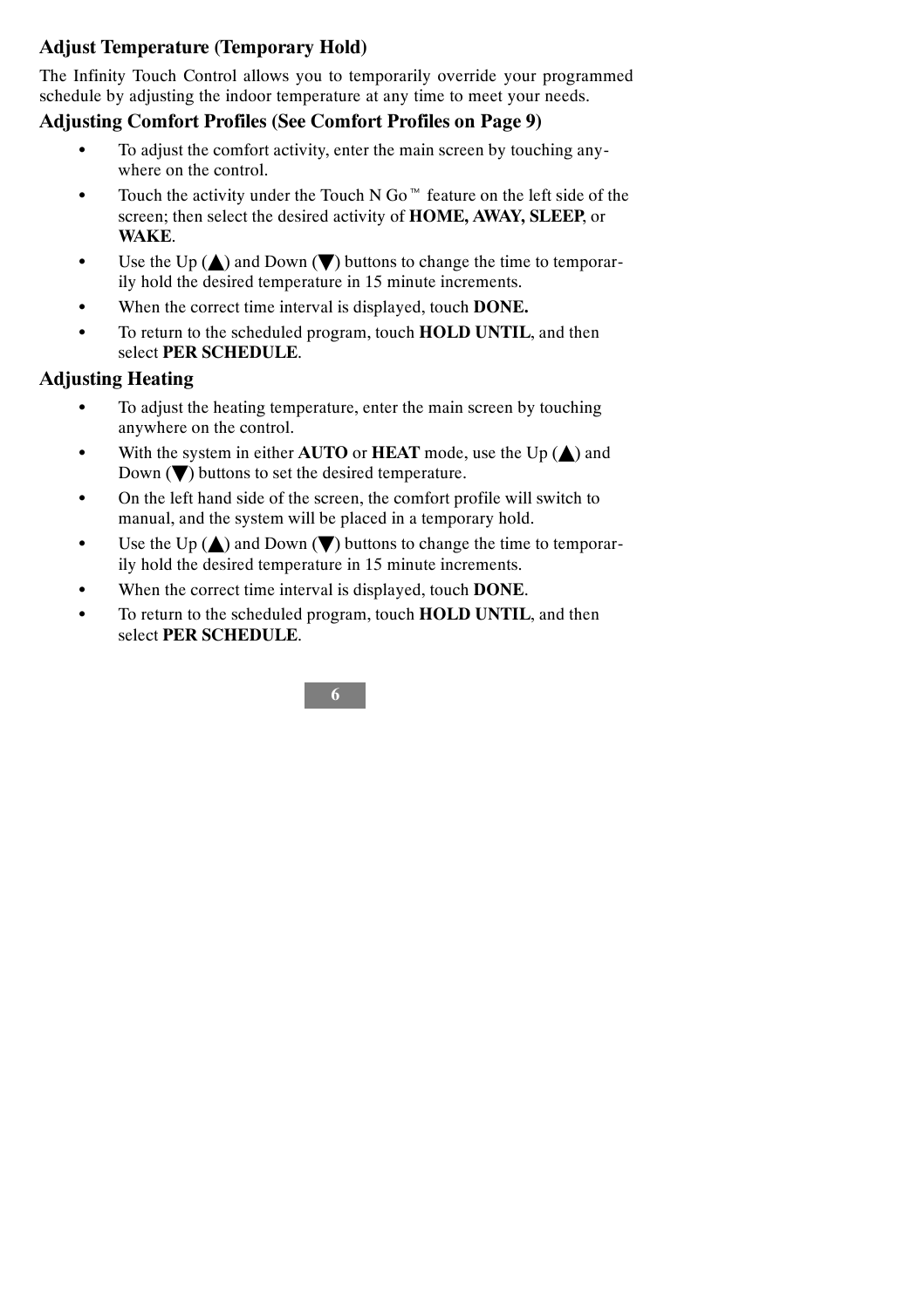## Adjust Temperature (Temporary Hold)

The Infinity Touch Control allows you to temporarily override your programmed schedule by adjusting the indoor temperature at any time to meet your needs.

### Adjusting Comfort Profiles (See Comfort Profiles on Page 9)

- To adjust the comfort activity, enter the main screen by touching anywhere on the control.
- Touch the activity under the Touch N Go™ feature on the left side of the screen; then select the desired activity of **HOME, AWAY, SLEEP**, or **WAKE**.
- Use the Up (▲) and Down (▼) buttons to change the time to temporarily hold the desired temperature in 15 minute increments.
- When the correct time interval is displayed, touch **DONE.**
- To return to the scheduled program, touch **HOLD UNTIL**, and then select **PER SCHEDULE**.

### Adjusting Heating

- To adjust the heating temperature, enter the main screen by touching anywhere on the control.
- With the system in either **AUTO** or **HEAT** mode, use the Up (▲) and Down (▼) buttons to set the desired temperature.
- On the left hand side of the screen, the comfort profile will switch to manual, and the system will be placed in a temporary hold.
- Use the Up (▲) and Down (▼) buttons to change the time to temporarily hold the desired temperature in 15 minute increments.
- When the correct time interval is displayed, touch **DONE**.
- To return to the scheduled program, touch **HOLD UNTIL**, and then select **PER SCHEDULE**.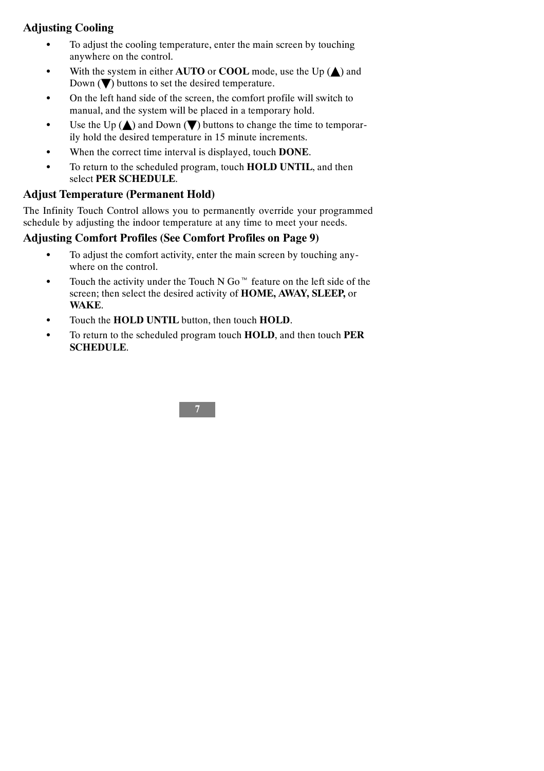### Adjusting Cooling

- To adjust the cooling temperature, enter the main screen by touching anywhere on the control.
- With the system in either **AUTO** or **COOL** mode, use the Up (▲) and Down (▼) buttons to set the desired temperature.
- On the left hand side of the screen, the comfort profile will switch to manual, and the system will be placed in a temporary hold.
- Use the Up (▲) and Down (▼) buttons to change the time to temporarily hold the desired temperature in 15 minute increments.
- When the correct time interval is displayed, touch **DONE**.
- To return to the scheduled program, touch **HOLD UNTIL**, and then select **PER SCHEDULE**.

### Adjust Temperature (Permanent Hold)

The Infinity Touch Control allows you to permanently override your programmed schedule by adjusting the indoor temperature at any time to meet your needs.

### Adjusting Comfort Profiles (See Comfort Profiles on Page 9)

- To adjust the comfort activity, enter the main screen by touching anywhere on the control.
- Touch the activity under the Touch N Go™ feature on the left side of the screen; then select the desired activity of **HOME, AWAY, SLEEP,** or **WAKE**.
- Touch the **HOLD UNTIL** button, then touch **HOLD**.
- To return to the scheduled program touch **HOLD**, and then touch **PER SCHEDULE**.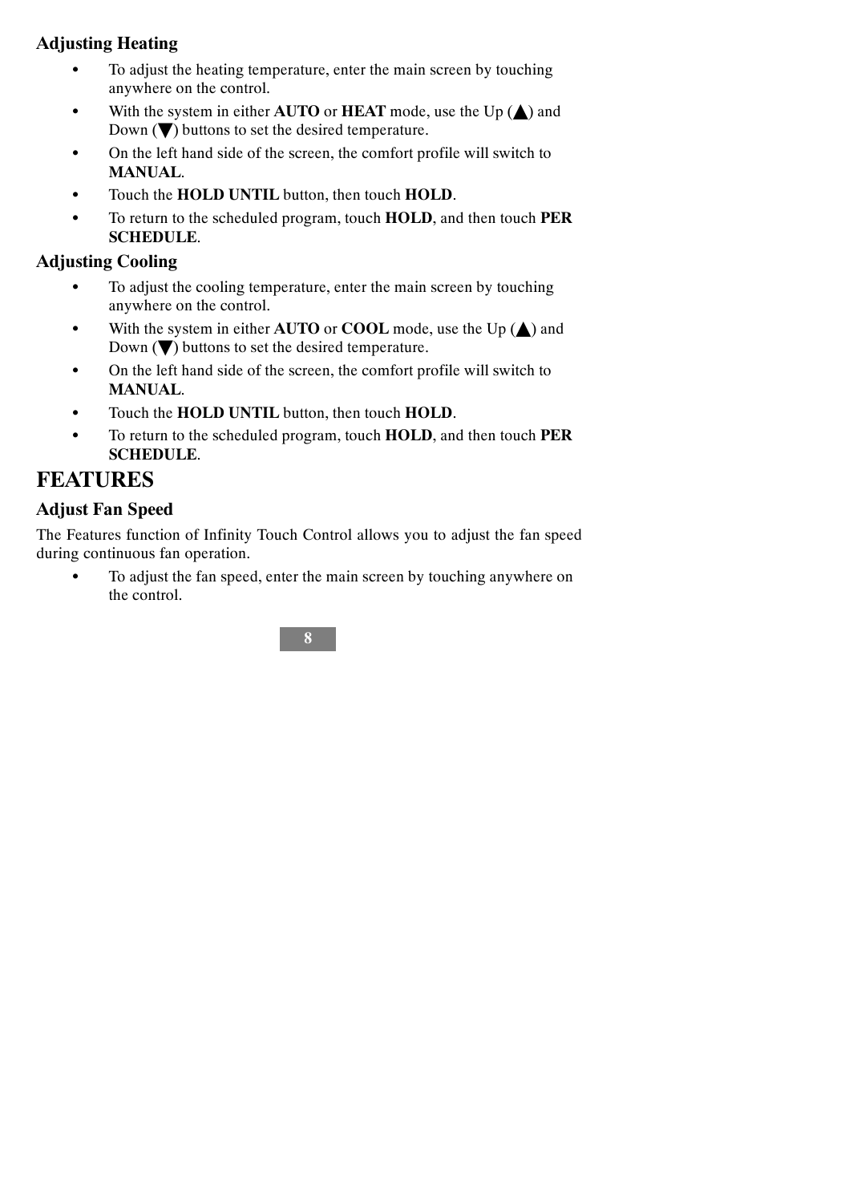### Adjusting Heating

- To adjust the heating temperature, enter the main screen by touching anywhere on the control.
- With the system in either **AUTO** or **HEAT** mode, use the Up (▲) and Down (▼) buttons to set the desired temperature.
- On the left hand side of the screen, the comfort profile will switch to **MANUAL**.
- Touch the **HOLD UNTIL** button, then touch **HOLD**.
- To return to the scheduled program, touch **HOLD**, and then touch **PER SCHEDULE**.

### Adjusting Cooling

- To adjust the cooling temperature, enter the main screen by touching anywhere on the control.
- With the system in either **AUTO** or **COOL** mode, use the Up (▲) and Down (▼) buttons to set the desired temperature.
- On the left hand side of the screen, the comfort profile will switch to **MANUAL**.
- Touch the **HOLD UNTIL** button, then touch **HOLD**.
- To return to the scheduled program, touch **HOLD**, and then touch **PER SCHEDULE**.

## FEATURES

### Adjust Fan Speed

The Features function of Infinity Touch Control allows you to adjust the fan speed during continuous fan operation.

- To adjust the fan speed, enter the main screen by touching anywhere on the control.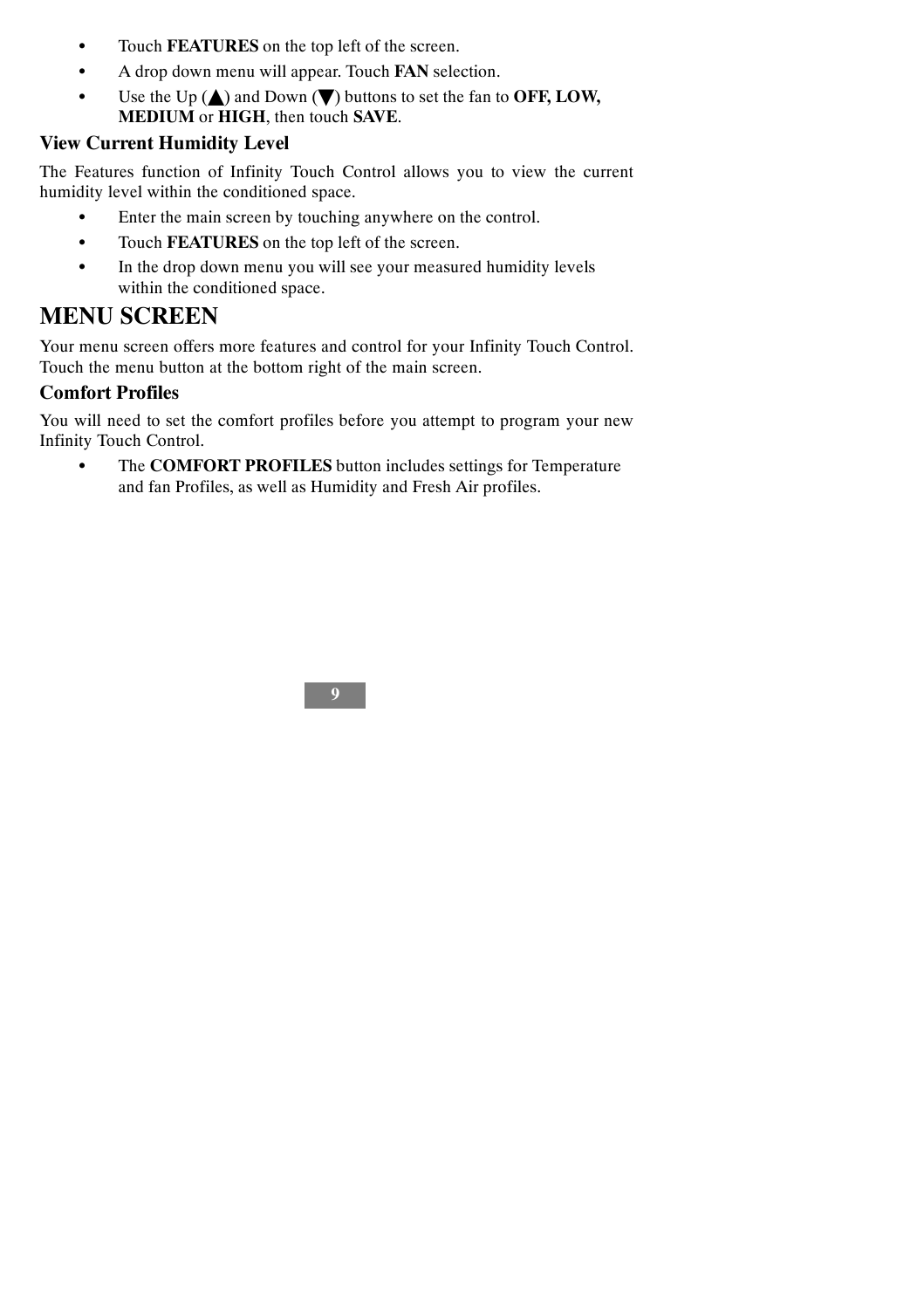- Touch **FEATURES** on the top left of the screen.
- A drop down menu will appear. Touch **FAN** selection.
- Use the Up (▲) and Down (▼) buttons to set the fan to **OFF, LOW, MEDIUM** or **HIGH**, then touch **SAVE**.

### View Current Humidity Level

The Features function of Infinity Touch Control allows you to view the current humidity level within the conditioned space.

- Enter the main screen by touching anywhere on the control.
- Touch **FEATURES** on the top left of the screen.
- In the drop down menu you will see your measured humidity levels within the conditioned space.

## MENU SCREEN

Your menu screen offers more features and control for your Infinity Touch Control. Touch the menu button at the bottom right of the main screen.

### Comfort Profiles

You will need to set the comfort profiles before you attempt to program your new Infinity Touch Control.

- The **COMFORT PROFILES** button includes settings for Temperature and fan Profiles, as well as Humidity and Fresh Air profiles.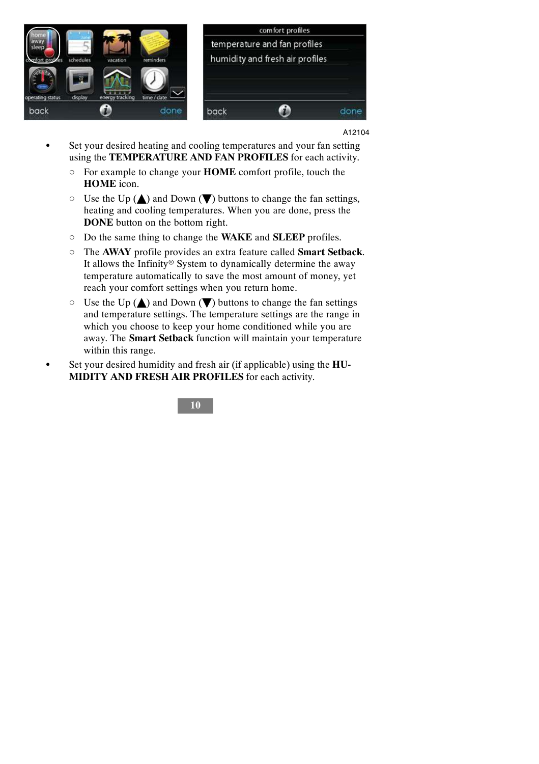A12104

- Set your desired heating and cooling temperatures and your fan setting using the **TEMPERATURE AND FAN PROFILES** for each activity.
  - For example to change your **HOME** comfort profile, touch the **HOME** icon.
  - Use the Up (▲) and Down (▼) buttons to change the fan settings, heating and cooling temperatures. When you are done, press the **DONE** button on the bottom right.
  - Do the same thing to change the **WAKE** and **SLEEP** profiles.
  - The **AWAY** profile provides an extra feature called **Smart Setback**. It allows the Infinity® System to dynamically determine the away temperature automatically to save the most amount of money, yet reach your comfort settings when you return home.
  - Use the Up (▲) and Down (▼) buttons to change the fan settings and temperature settings. The temperature settings are the range in which you choose to keep your home conditioned while you are away. The **Smart Setback** function will maintain your temperature within this range.
- Set your desired humidity and fresh air (if applicable) using the **HUMIDITY AND FRESH AIR PROFILES** for each activity.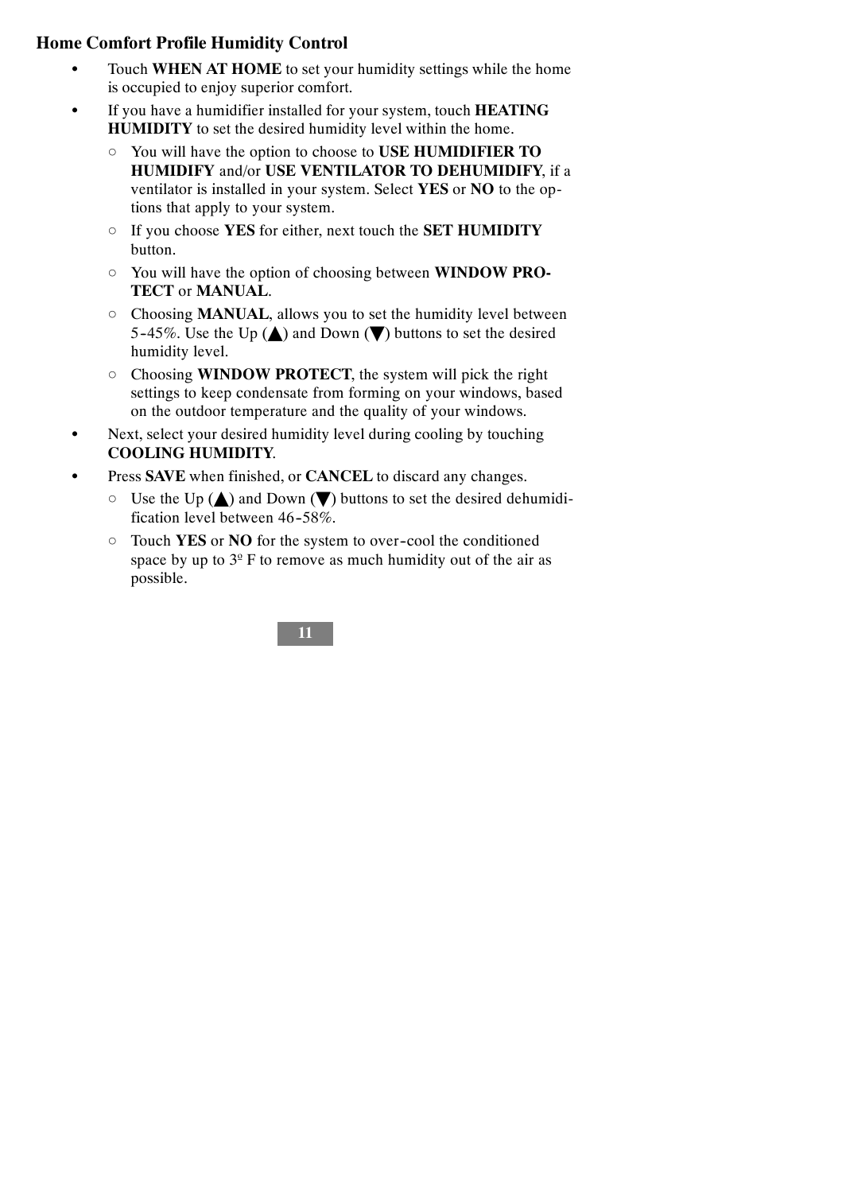## Home Comfort Profile Humidity Control

- Touch **WHEN AT HOME** to set your humidity settings while the home is occupied to enjoy superior comfort.
- If you have a humidifier installed for your system, touch **HEATING HUMIDITY** to set the desired humidity level within the home.
  - You will have the option to choose to **USE HUMIDIFIER TO HUMIDIFY** and/or **USE VENTILATOR TO DEHUMIDIFY**, if a ventilator is installed in your system. Select **YES** or **NO** to the options that apply to your system.
  - If you choose **YES** for either, next touch the **SET HUMIDITY** button.
  - You will have the option of choosing between **WINDOW PROTECT** or **MANUAL**.
  - Choosing **MANUAL**, allows you to set the humidity level between 5-45%. Use the Up (▲) and Down (▼) buttons to set the desired humidity level.
  - Choosing **WINDOW PROTECT**, the system will pick the right settings to keep condensate from forming on your windows, based on the outdoor temperature and the quality of your windows.
- Next, select your desired humidity level during cooling by touching **COOLING HUMIDITY**.
- Press **SAVE** when finished, or **CANCEL** to discard any changes.
  - Use the Up (▲) and Down (▼) buttons to set the desired dehumidification level between 46-58%.
  - Touch **YES** or **NO** for the system to over-cool the conditioned space by up to 3º F to remove as much humidity out of the air as possible.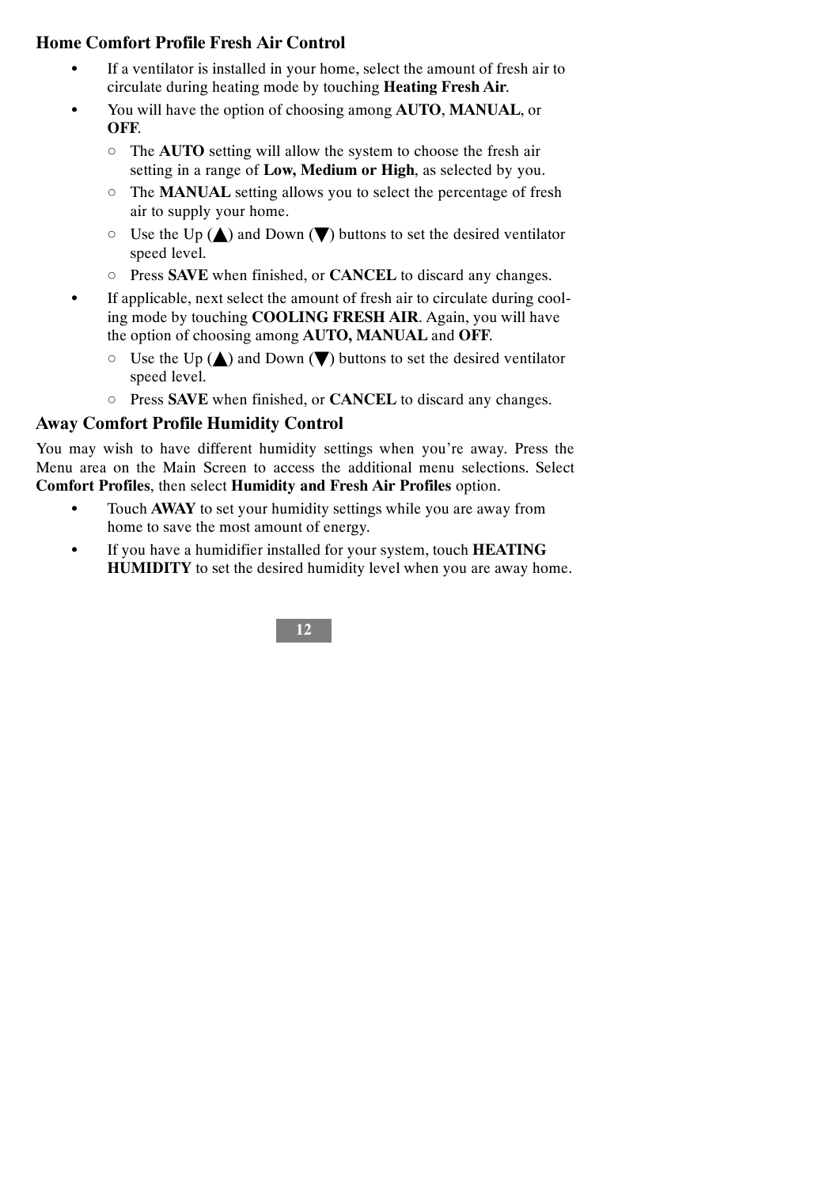## Home Comfort Profile Fresh Air Control

- If a ventilator is installed in your home, select the amount of fresh air to circulate during heating mode by touching **Heating Fresh Air**.
- You will have the option of choosing among **AUTO**, **MANUAL**, or **OFF**.
  - The **AUTO** setting will allow the system to choose the fresh air setting in a range of **Low, Medium or High**, as selected by you.
  - The **MANUAL** setting allows you to select the percentage of fresh air to supply your home.
  - Use the Up (▲) and Down (▼) buttons to set the desired ventilator speed level.
  - Press **SAVE** when finished, or **CANCEL** to discard any changes.
- If applicable, next select the amount of fresh air to circulate during cooling mode by touching **COOLING FRESH AIR**. Again, you will have the option of choosing among **AUTO, MANUAL** and **OFF**.
  - Use the Up (▲) and Down (▼) buttons to set the desired ventilator speed level.
  - Press **SAVE** when finished, or **CANCEL** to discard any changes.

## Away Comfort Profile Humidity Control

You may wish to have different humidity settings when you're away. Press the Menu area on the Main Screen to access the additional menu selections. Select **Comfort Profiles**, then select **Humidity and Fresh Air Profiles** option.

- Touch **AWAY** to set your humidity settings while you are away from home to save the most amount of energy.
- If you have a humidifier installed for your system, touch **HEATING HUMIDITY** to set the desired humidity level when you are away home.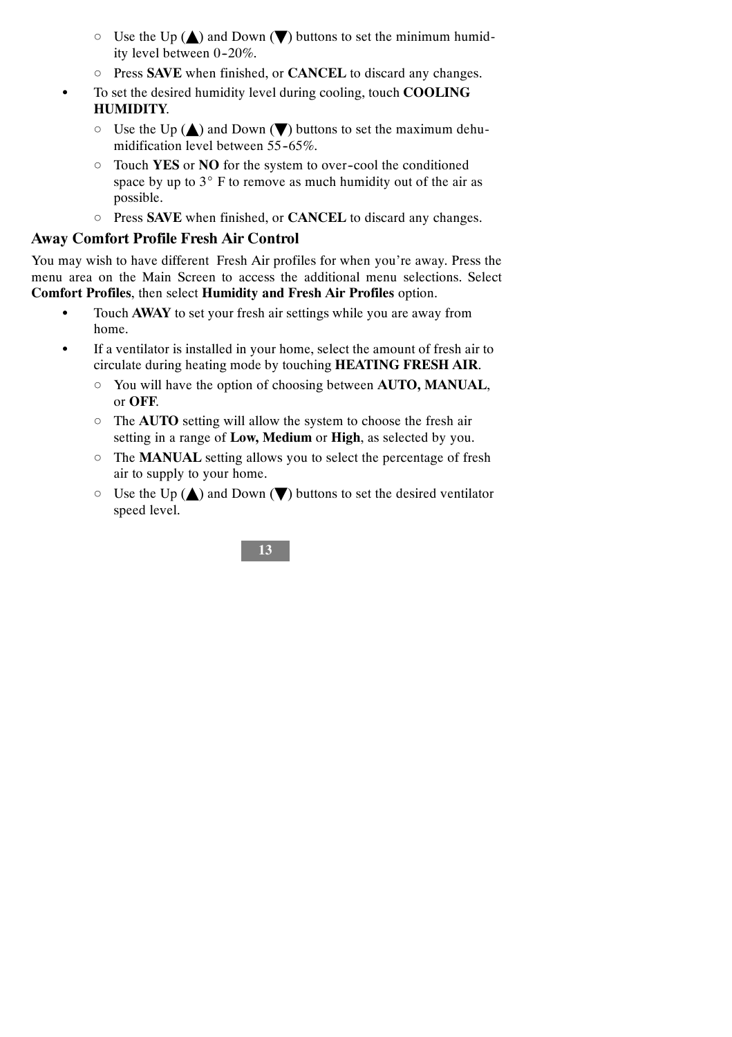- Use the Up (▲) and Down (▼) buttons to set the minimum humidity level between 0-20%.
  - Press **SAVE** when finished, or **CANCEL** to discard any changes.

- To set the desired humidity level during cooling, touch **COOLING HUMIDITY**.
  - Use the Up (▲) and Down (▼) buttons to set the maximum dehumidification level between 55-65%.
  - Touch **YES** or **NO** for the system to over-cool the conditioned space by up to 3° F to remove as much humidity out of the air as possible.
  - Press **SAVE** when finished, or **CANCEL** to discard any changes.

## Away Comfort Profile Fresh Air Control

You may wish to have different Fresh Air profiles for when you're away. Press the menu area on the Main Screen to access the additional menu selections. Select **Comfort Profiles**, then select **Humidity and Fresh Air Profiles** option.

- Touch **AWAY** to set your fresh air settings while you are away from home.
- If a ventilator is installed in your home, select the amount of fresh air to circulate during heating mode by touching **HEATING FRESH AIR**.
  - You will have the option of choosing between **AUTO, MANUAL**, or **OFF**.
  - The **AUTO** setting will allow the system to choose the fresh air setting in a range of **Low, Medium** or **High**, as selected by you.
  - The **MANUAL** setting allows you to select the percentage of fresh air to supply to your home.
  - Use the Up (▲) and Down (▼) buttons to set the desired ventilator speed level.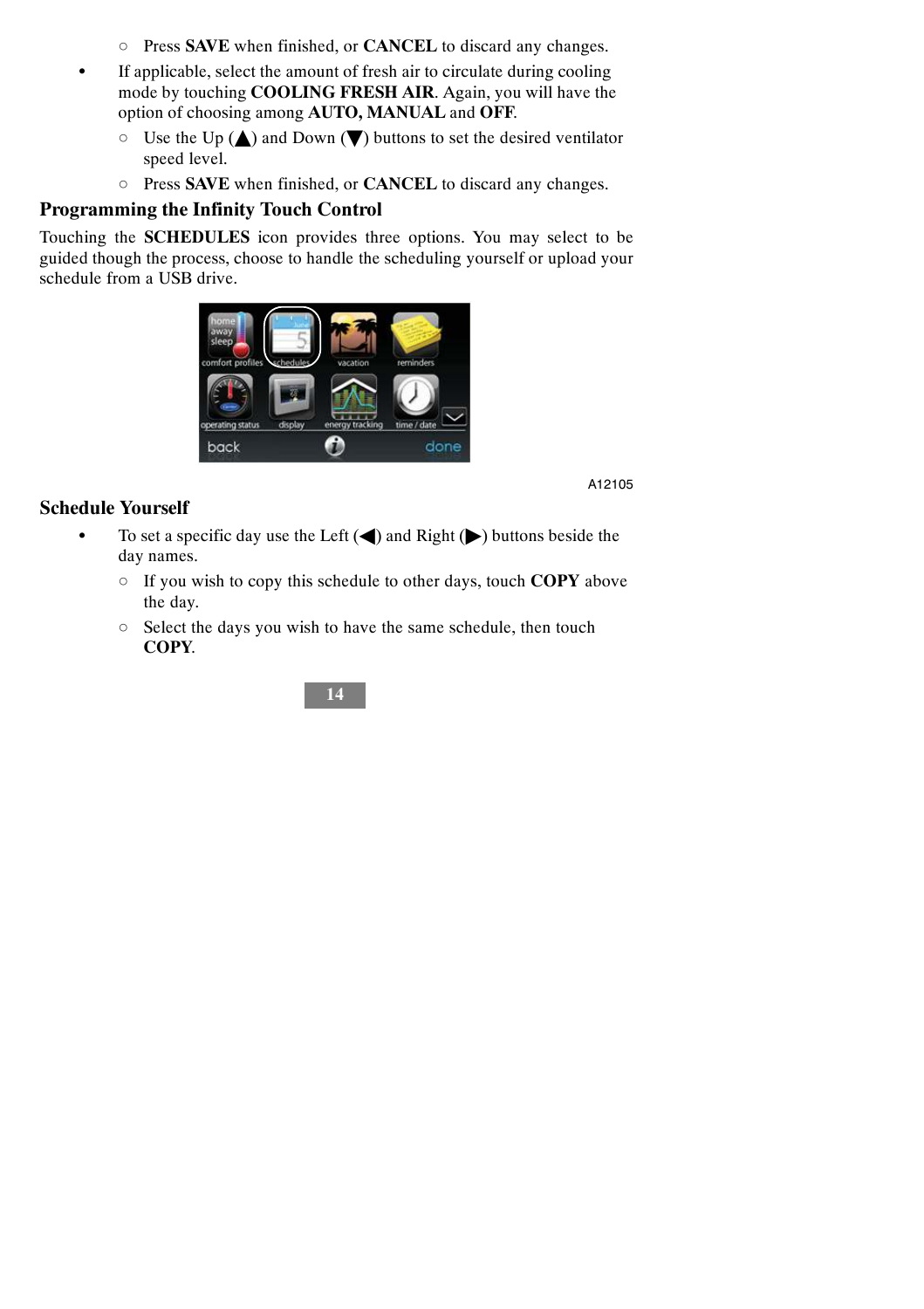- Press **SAVE** when finished, or **CANCEL** to discard any changes.
- If applicable, select the amount of fresh air to circulate during cooling mode by touching **COOLING FRESH AIR**. Again, you will have the option of choosing among **AUTO, MANUAL** and **OFF**.
   - Use the Up (▲) and Down (▼) buttons to set the desired ventilator speed level.
   - Press **SAVE** when finished, or **CANCEL** to discard any changes.

## Programming the Infinity Touch Control

Touching the **SCHEDULES** icon provides three options. You may select to be guided though the process, choose to handle the scheduling yourself or upload your schedule from a USB drive.

A12105

## Schedule Yourself

- To set a specific day use the Left (◀) and Right (▶) buttons beside the day names.
   - If you wish to copy this schedule to other days, touch **COPY** above the day.
   - Select the days you wish to have the same schedule, then touch **COPY**.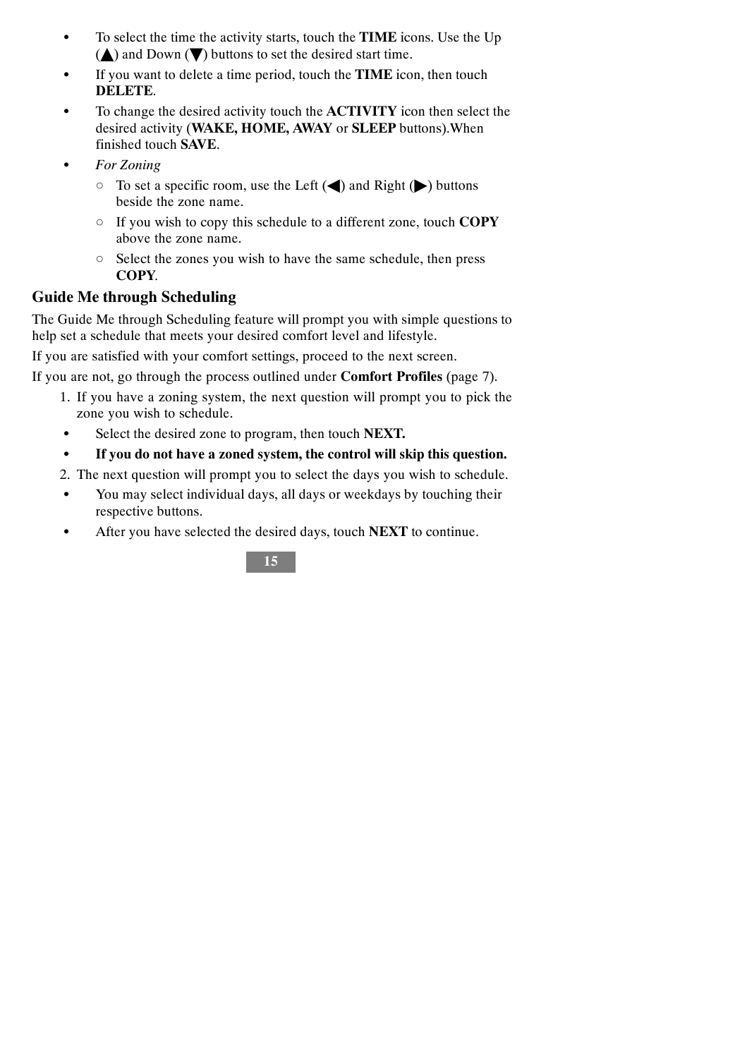- To select the time the activity starts, touch the **TIME** icons. Use the Up (▲) and Down (▼) buttons to set the desired start time.
- If you want to delete a time period, touch the **TIME** icon, then touch **DELETE**.
- To change the desired activity touch the **ACTIVITY** icon then select the desired activity (**WAKE, HOME, AWAY** or **SLEEP** buttons).When finished touch **SAVE**.
- *For Zoning*
  - To set a specific room, use the Left (◀) and Right (▶) buttons beside the zone name.
  - If you wish to copy this schedule to a different zone, touch **COPY** above the zone name.
  - Select the zones you wish to have the same schedule, then press **COPY**.

## Guide Me through Scheduling

The Guide Me through Scheduling feature will prompt you with simple questions to help set a schedule that meets your desired comfort level and lifestyle.

If you are satisfied with your comfort settings, proceed to the next screen.

If you are not, go through the process outlined under **Comfort Profiles** (page 7).

1. If you have a zoning system, the next question will prompt you to pick the zone you wish to schedule.
   - Select the desired zone to program, then touch **NEXT.**
   - **If you do not have a zoned system, the control will skip this question.**
2. The next question will prompt you to select the days you wish to schedule.
   - You may select individual days, all days or weekdays by touching their respective buttons.
   - After you have selected the desired days, touch **NEXT** to continue.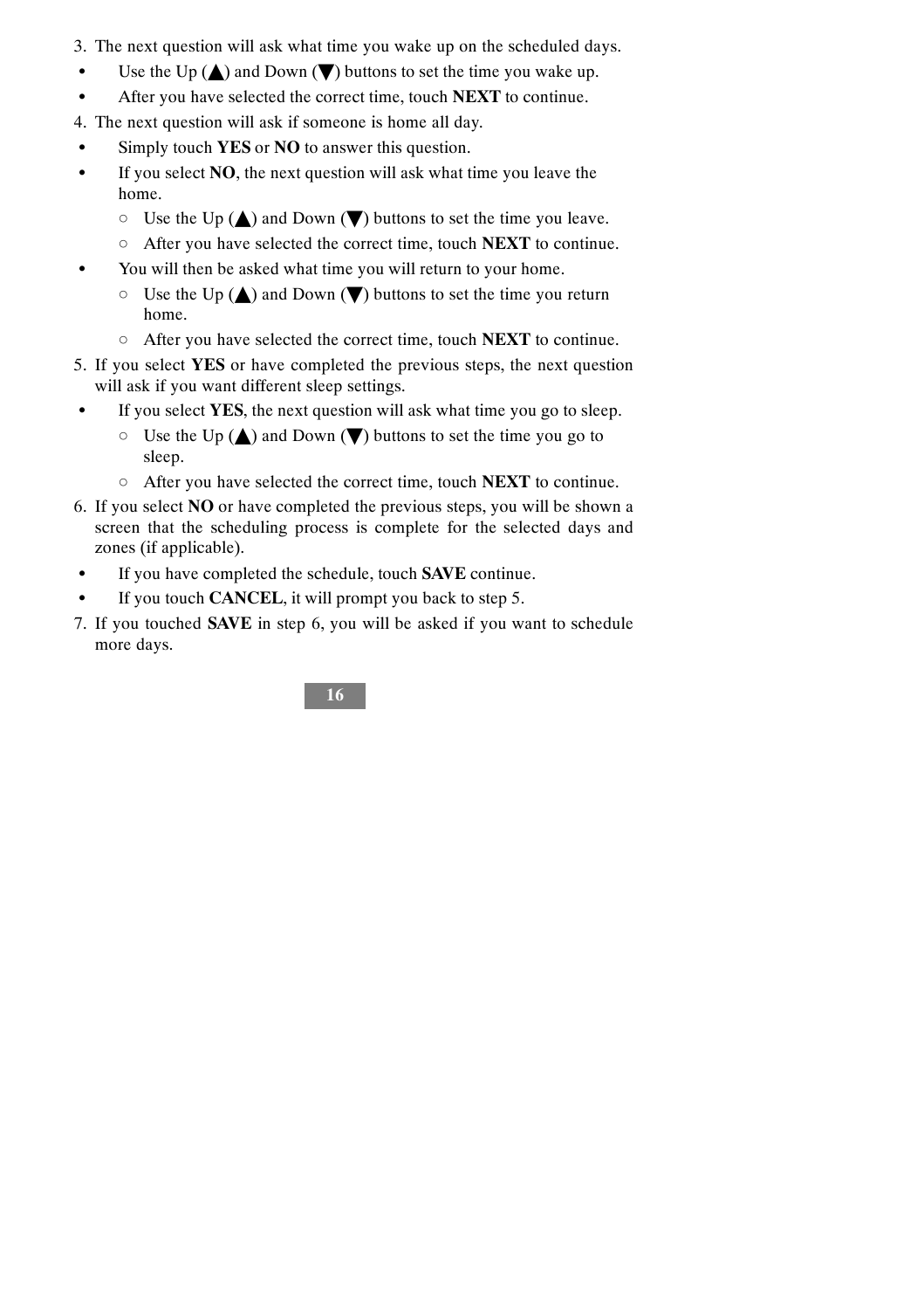3. The next question will ask what time you wake up on the scheduled days.
   - Use the Up (▲) and Down (▼) buttons to set the time you wake up.
   - After you have selected the correct time, touch **NEXT** to continue.
4. The next question will ask if someone is home all day.
   - Simply touch **YES** or **NO** to answer this question.
   - If you select **NO**, the next question will ask what time you leave the home.
     - Use the Up (▲) and Down (▼) buttons to set the time you leave.
     - After you have selected the correct time, touch **NEXT** to continue.
   - You will then be asked what time you will return to your home.
     - Use the Up (▲) and Down (▼) buttons to set the time you return home.
     - After you have selected the correct time, touch **NEXT** to continue.
5. If you select **YES** or have completed the previous steps, the next question will ask if you want different sleep settings.
   - If you select **YES**, the next question will ask what time you go to sleep.
     - Use the Up (▲) and Down (▼) buttons to set the time you go to sleep.
     - After you have selected the correct time, touch **NEXT** to continue.
6. If you select **NO** or have completed the previous steps, you will be shown a screen that the scheduling process is complete for the selected days and zones (if applicable).
   - If you have completed the schedule, touch **SAVE** continue.
   - If you touch **CANCEL**, it will prompt you back to step 5.
7. If you touched **SAVE** in step 6, you will be asked if you want to schedule more days.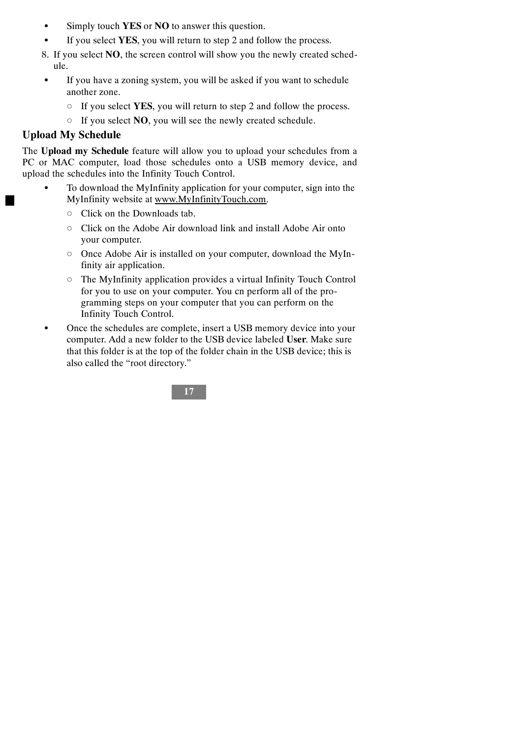- Simply touch **YES** or **NO** to answer this question.
- If you select **YES**, you will return to step 2 and follow the process.

8. If you select **NO**, the screen control will show you the newly created schedule.

- If you have a zoning system, you will be asked if you want to schedule another zone.
  - If you select **YES**, you will return to step 2 and follow the process.
  - If you select **NO**, you will see the newly created schedule.

## Upload My Schedule

The **Upload my Schedule** feature will allow you to upload your schedules from a PC or MAC computer, load those schedules onto a USB memory device, and upload the schedules into the Infinity Touch Control.

- To download the MyInfinity application for your computer, sign into the MyInfinity website at www.MyInfinityTouch.com.
  - Click on the Downloads tab.
  - Click on the Adobe Air download link and install Adobe Air onto your computer.
  - Once Adobe Air is installed on your computer, download the MyInfinity air application.
  - The MyInfinity application provides a virtual Infinity Touch Control for you to use on your computer. You cn perform all of the programming steps on your computer that you can perform on the Infinity Touch Control.
- Once the schedules are complete, insert a USB memory device into your computer. Add a new folder to the USB device labeled **User**. Make sure that this folder is at the top of the folder chain in the USB device; this is also called the "root directory."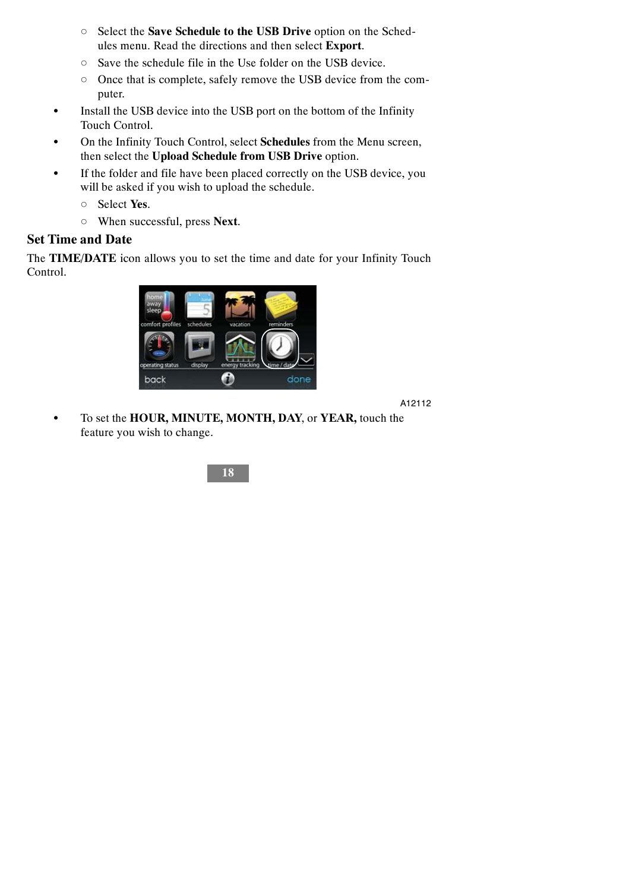- Select the **Save Schedule to the USB Drive** option on the Schedules menu. Read the directions and then select **Export**.
  - Save the schedule file in the Use folder on the USB device.
  - Once that is complete, safely remove the USB device from the computer.
- Install the USB device into the USB port on the bottom of the Infinity Touch Control.
- On the Infinity Touch Control, select **Schedules** from the Menu screen, then select the **Upload Schedule from USB Drive** option.
- If the folder and file have been placed correctly on the USB device, you will be asked if you wish to upload the schedule.
  - Select **Yes**.
  - When successful, press **Next**.

## Set Time and Date

The **TIME/DATE** icon allows you to set the time and date for your Infinity Touch Control.

A12112

- To set the **HOUR, MINUTE, MONTH, DAY**, or **YEAR,** touch the feature you wish to change.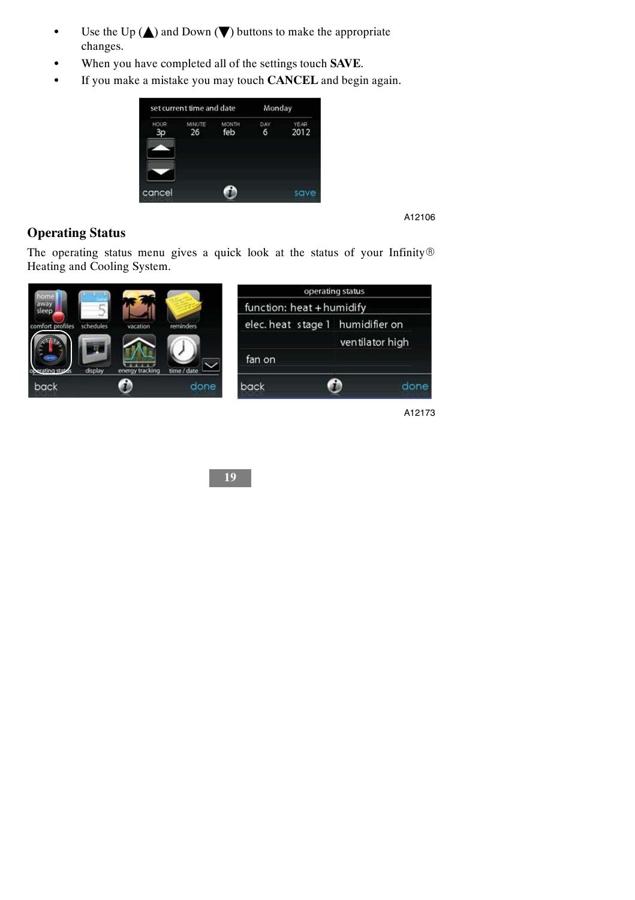- Use the Up (▲) and Down (▼) buttons to make the appropriate changes.
- When you have completed all of the settings touch **SAVE**.
- If you make a mistake you may touch **CANCEL** and begin again.

A12106

## Operating Status

The operating status menu gives a quick look at the status of your Infinity® Heating and Cooling System.

A12173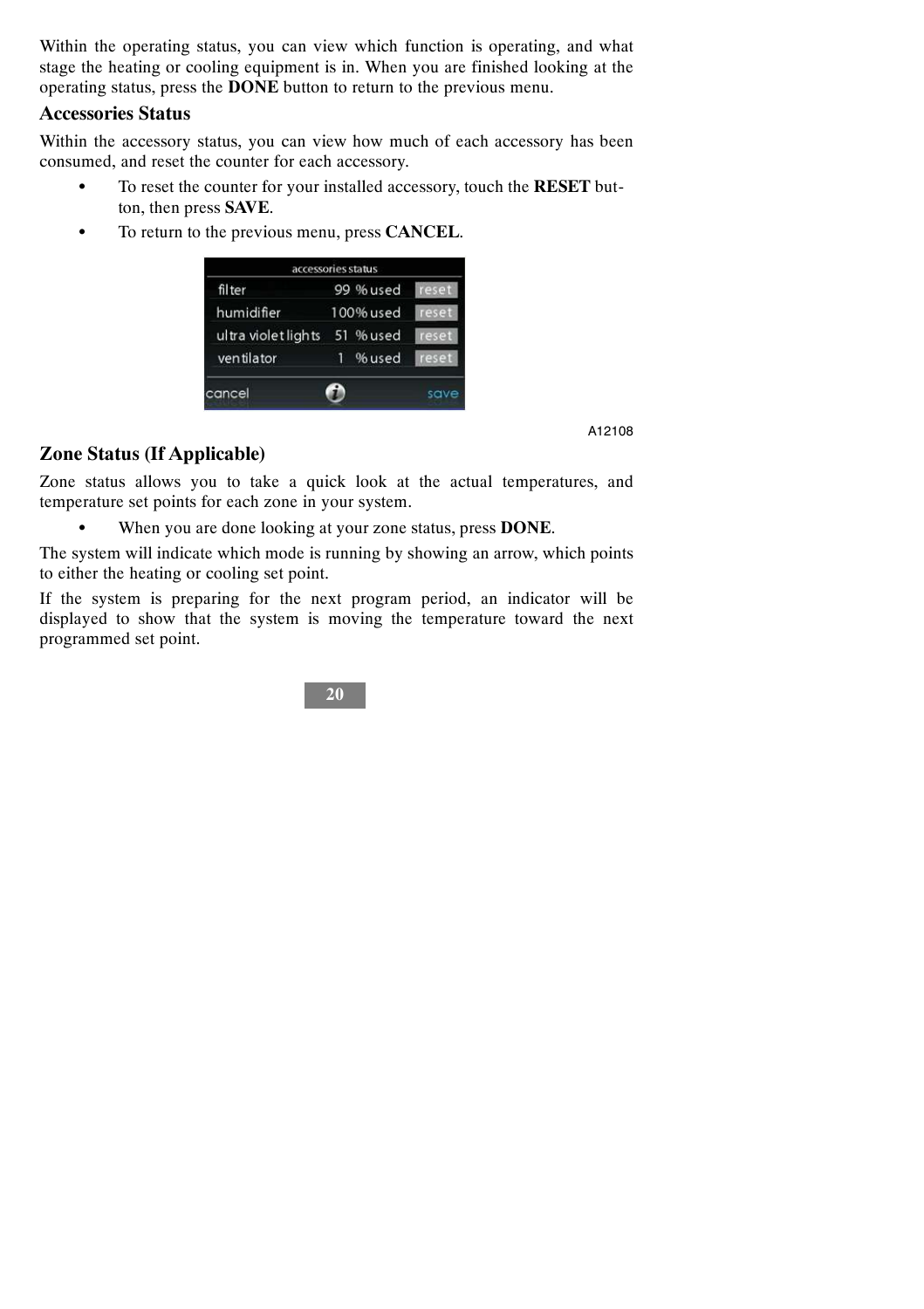Within the operating status, you can view which function is operating, and what stage the heating or cooling equipment is in. When you are finished looking at the operating status, press the **DONE** button to return to the previous menu.

## Accessories Status

Within the accessory status, you can view how much of each accessory has been consumed, and reset the counter for each accessory.

- To reset the counter for your installed accessory, touch the **RESET** button, then press **SAVE**.
- To return to the previous menu, press **CANCEL**.

A12108

## Zone Status (If Applicable)

Zone status allows you to take a quick look at the actual temperatures, and temperature set points for each zone in your system.

- When you are done looking at your zone status, press **DONE**.

The system will indicate which mode is running by showing an arrow, which points to either the heating or cooling set point.

If the system is preparing for the next program period, an indicator will be displayed to show that the system is moving the temperature toward the next programmed set point.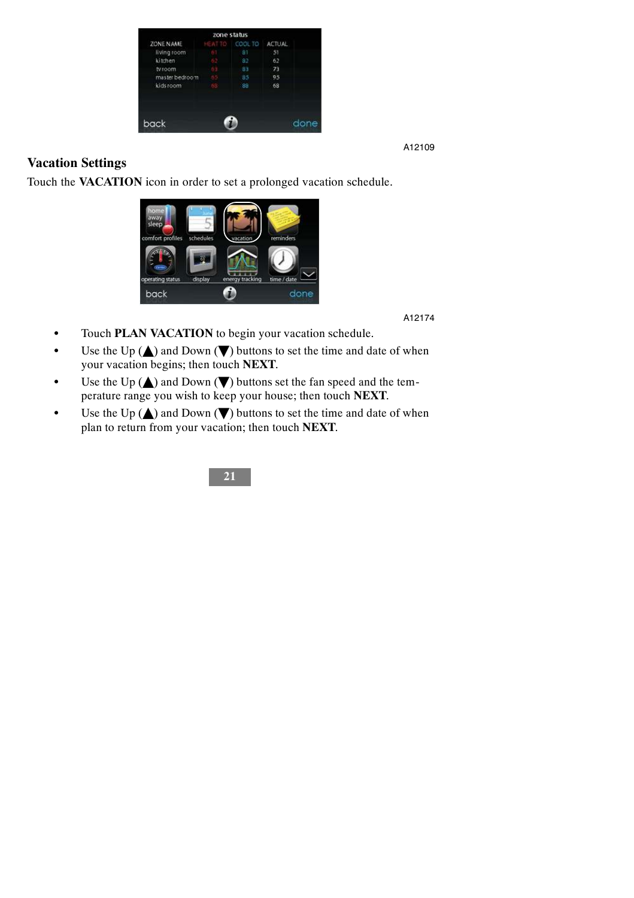A12109

## Vacation Settings

Touch the **VACATION** icon in order to set a prolonged vacation schedule.

A12174

- Touch **PLAN VACATION** to begin your vacation schedule.
- Use the Up (▲) and Down (▼) buttons to set the time and date of when your vacation begins; then touch **NEXT**.
- Use the Up (▲) and Down (▼) buttons set the fan speed and the temperature range you wish to keep your house; then touch **NEXT**.
- Use the Up (▲) and Down (▼) buttons to set the time and date of when plan to return from your vacation; then touch **NEXT**.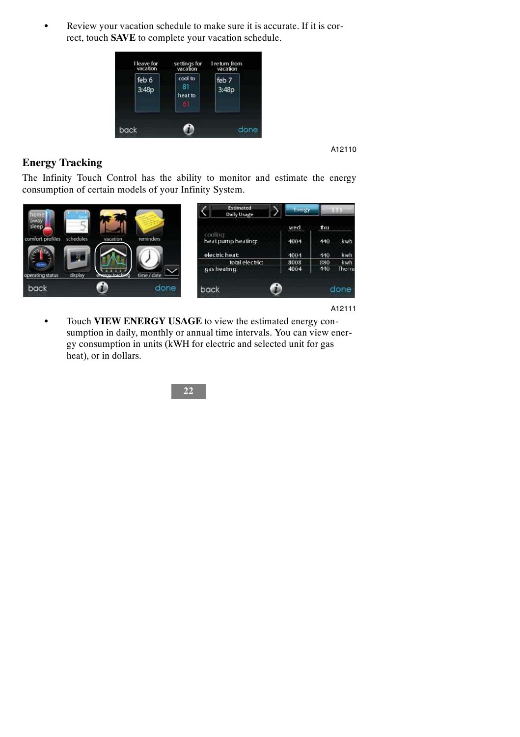- Review your vacation schedule to make sure it is accurate. If it is correct, touch **SAVE** to complete your vacation schedule.

A12110

## Energy Tracking

The Infinity Touch Control has the ability to monitor and estimate the energy consumption of certain models of your Infinity System.

A12111

- Touch **VIEW ENERGY USAGE** to view the estimated energy consumption in daily, monthly or annual time intervals. You can view energy consumption in units (kWH for electric and selected unit for gas heat), or in dollars.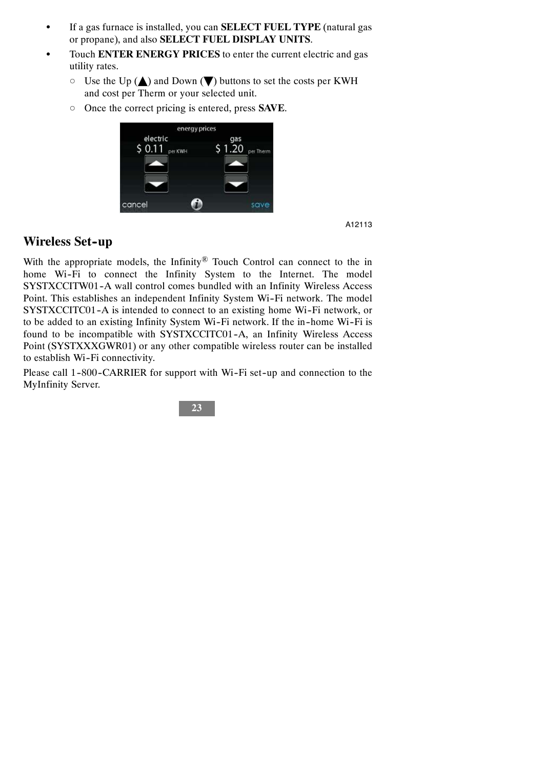- If a gas furnace is installed, you can **SELECT FUEL TYPE** (natural gas or propane), and also **SELECT FUEL DISPLAY UNITS**.
- Touch **ENTER ENERGY PRICES** to enter the current electric and gas utility rates.
  - Use the Up (▲) and Down (▼) buttons to set the costs per KWH and cost per Therm or your selected unit.
  - Once the correct pricing is entered, press **SAVE**.

A12113

## Wireless Set-up

With the appropriate models, the Infinity® Touch Control can connect to the in home Wi-Fi to connect the Infinity System to the Internet. The model SYSTXCCITW01-A wall control comes bundled with an Infinity Wireless Access Point. This establishes an independent Infinity System Wi-Fi network. The model SYSTXCCITC01-A is intended to connect to an existing home Wi-Fi network, or to be added to an existing Infinity System Wi-Fi network. If the in-home Wi-Fi is found to be incompatible with SYSTXCCITC01-A, an Infinity Wireless Access Point (SYSTXXXGWR01) or any other compatible wireless router can be installed to establish Wi-Fi connectivity.

Please call 1-800-CARRIER for support with Wi-Fi set-up and connection to the MyInfinity Server.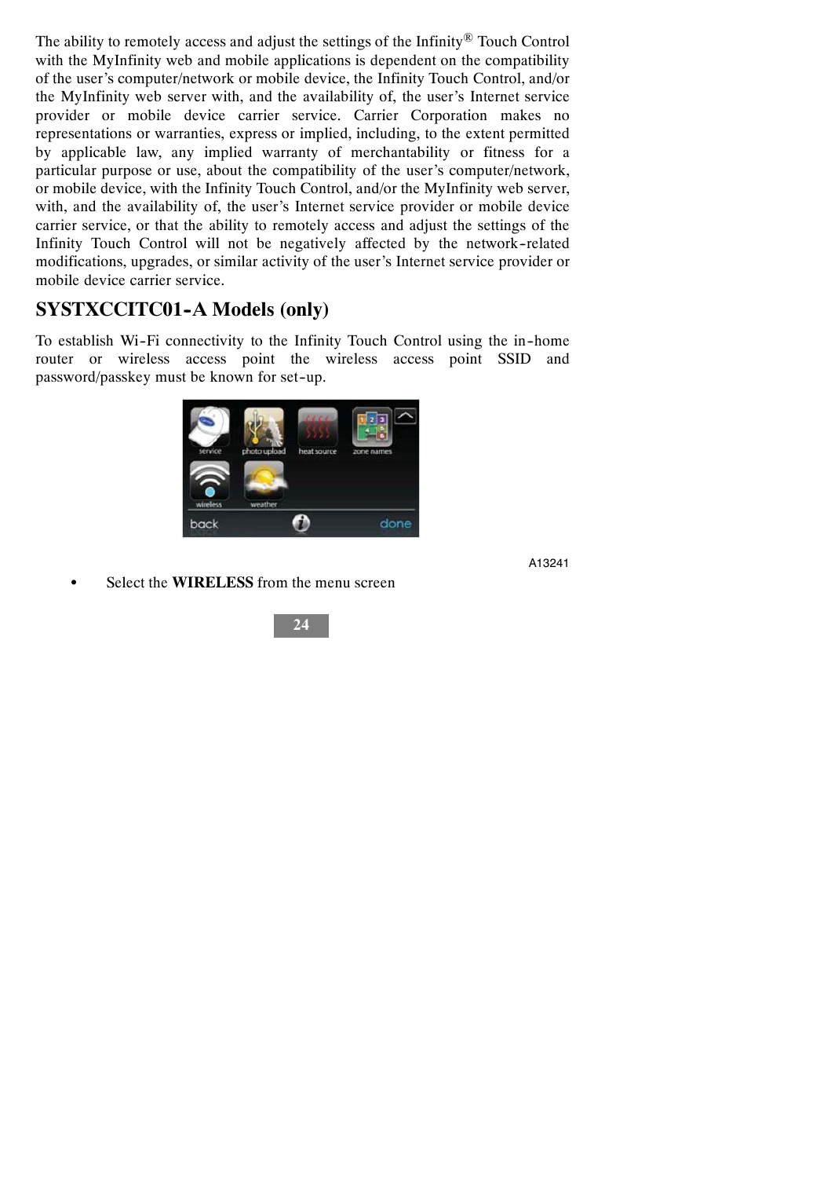The ability to remotely access and adjust the settings of the Infinity® Touch Control with the MyInfinity web and mobile applications is dependent on the compatibility of the user's computer/network or mobile device, the Infinity Touch Control, and/or the MyInfinity web server with, and the availability of, the user's Internet service provider or mobile device carrier service. Carrier Corporation makes no representations or warranties, express or implied, including, to the extent permitted by applicable law, any implied warranty of merchantability or fitness for a particular purpose or use, about the compatibility of the user's computer/network, or mobile device, with the Infinity Touch Control, and/or the MyInfinity web server, with, and the availability of, the user's Internet service provider or mobile device carrier service, or that the ability to remotely access and adjust the settings of the Infinity Touch Control will not be negatively affected by the network-related modifications, upgrades, or similar activity of the user's Internet service provider or mobile device carrier service.

## SYSTXCCITC01-A Models (only)

To establish Wi-Fi connectivity to the Infinity Touch Control using the in-home router or wireless access point the wireless access point SSID and password/passkey must be known for set-up.

A13241

- Select the **WIRELESS** from the menu screen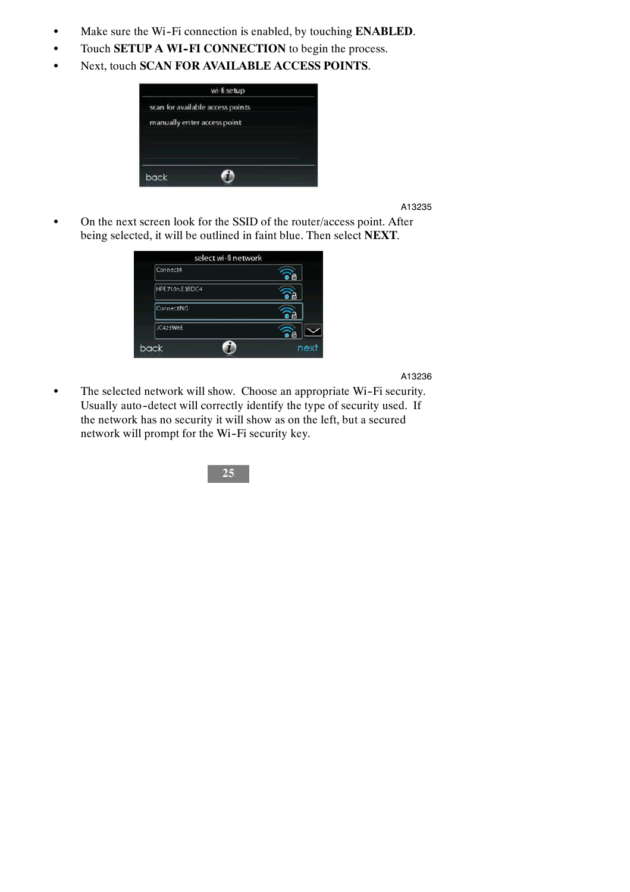- Make sure the Wi-Fi connection is enabled, by touching **ENABLED**.
- Touch **SETUP A WI-FI CONNECTION** to begin the process.
- Next, touch **SCAN FOR AVAILABLE ACCESS POINTS**.

A13235

- On the next screen look for the SSID of the router/access point. After being selected, it will be outlined in faint blue. Then select **NEXT**.

A13236

- The selected network will show. Choose an appropriate Wi-Fi security. Usually auto-detect will correctly identify the type of security used. If the network has no security it will show as on the left, but a secured network will prompt for the Wi-Fi security key.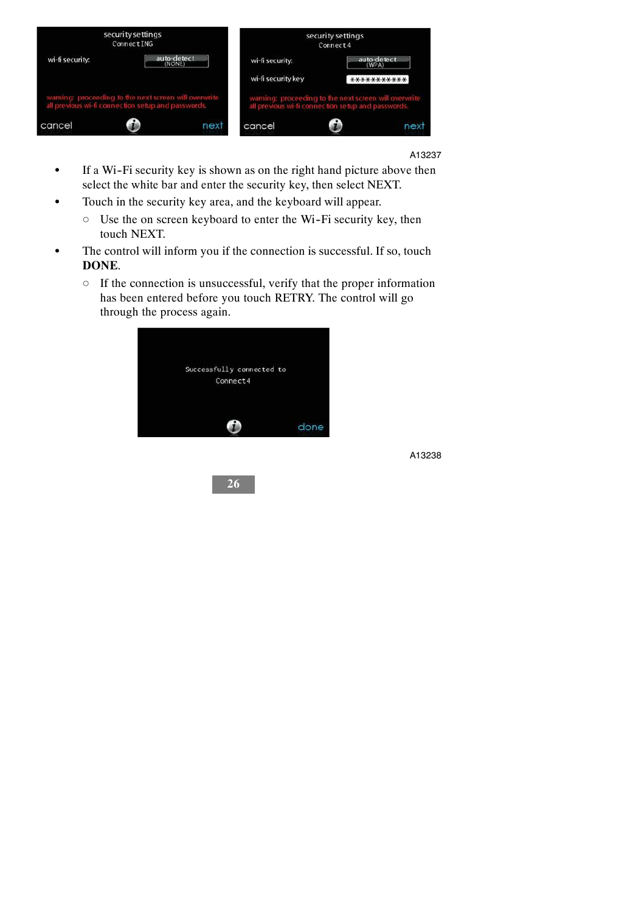A13237

- If a Wi-Fi security key is shown as on the right hand picture above then select the white bar and enter the security key, then select NEXT.
- Touch in the security key area, and the keyboard will appear.
  - Use the on screen keyboard to enter the Wi-Fi security key, then touch NEXT.
- The control will inform you if the connection is successful. If so, touch **DONE**.
  - If the connection is unsuccessful, verify that the proper information has been entered before you touch RETRY. The control will go through the process again.

A13238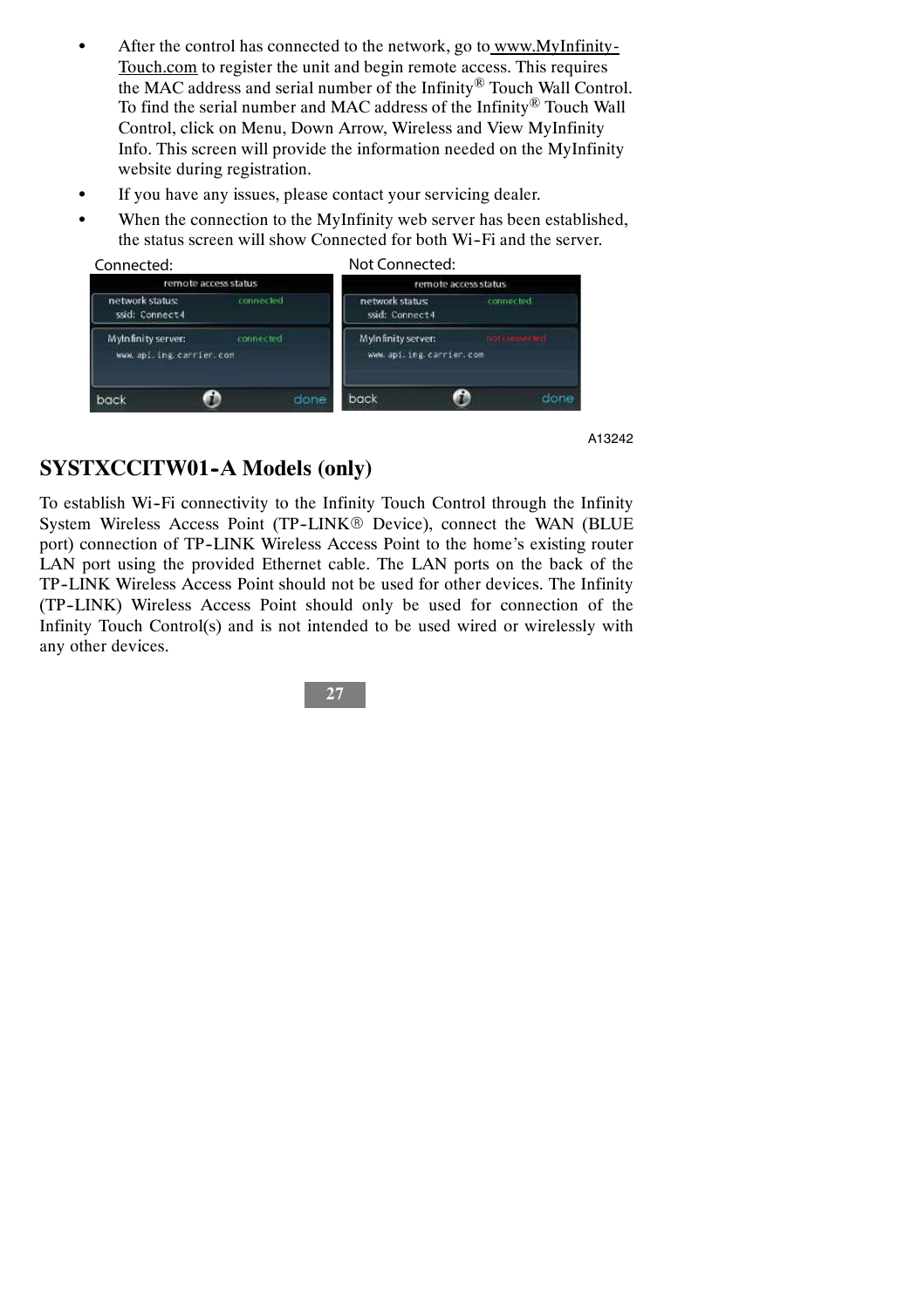- After the control has connected to the network, go to www.MyInfinity-Touch.com to register the unit and begin remote access. This requires the MAC address and serial number of the Infinity® Touch Wall Control. To find the serial number and MAC address of the Infinity® Touch Wall Control, click on Menu, Down Arrow, Wireless and View MyInfinity Info. This screen will provide the information needed on the MyInfinity website during registration.
- If you have any issues, please contact your servicing dealer.
- When the connection to the MyInfinity web server has been established, the status screen will show Connected for both Wi-Fi and the server.

Connected: Not Connected:

A13242

## SYSTXCCITW01-A Models (only)

To establish Wi-Fi connectivity to the Infinity Touch Control through the Infinity System Wireless Access Point (TP-LINK® Device), connect the WAN (BLUE port) connection of TP-LINK Wireless Access Point to the home's existing router LAN port using the provided Ethernet cable. The LAN ports on the back of the TP-LINK Wireless Access Point should not be used for other devices. The Infinity (TP-LINK) Wireless Access Point should only be used for connection of the Infinity Touch Control(s) and is not intended to be used wired or wirelessly with any other devices.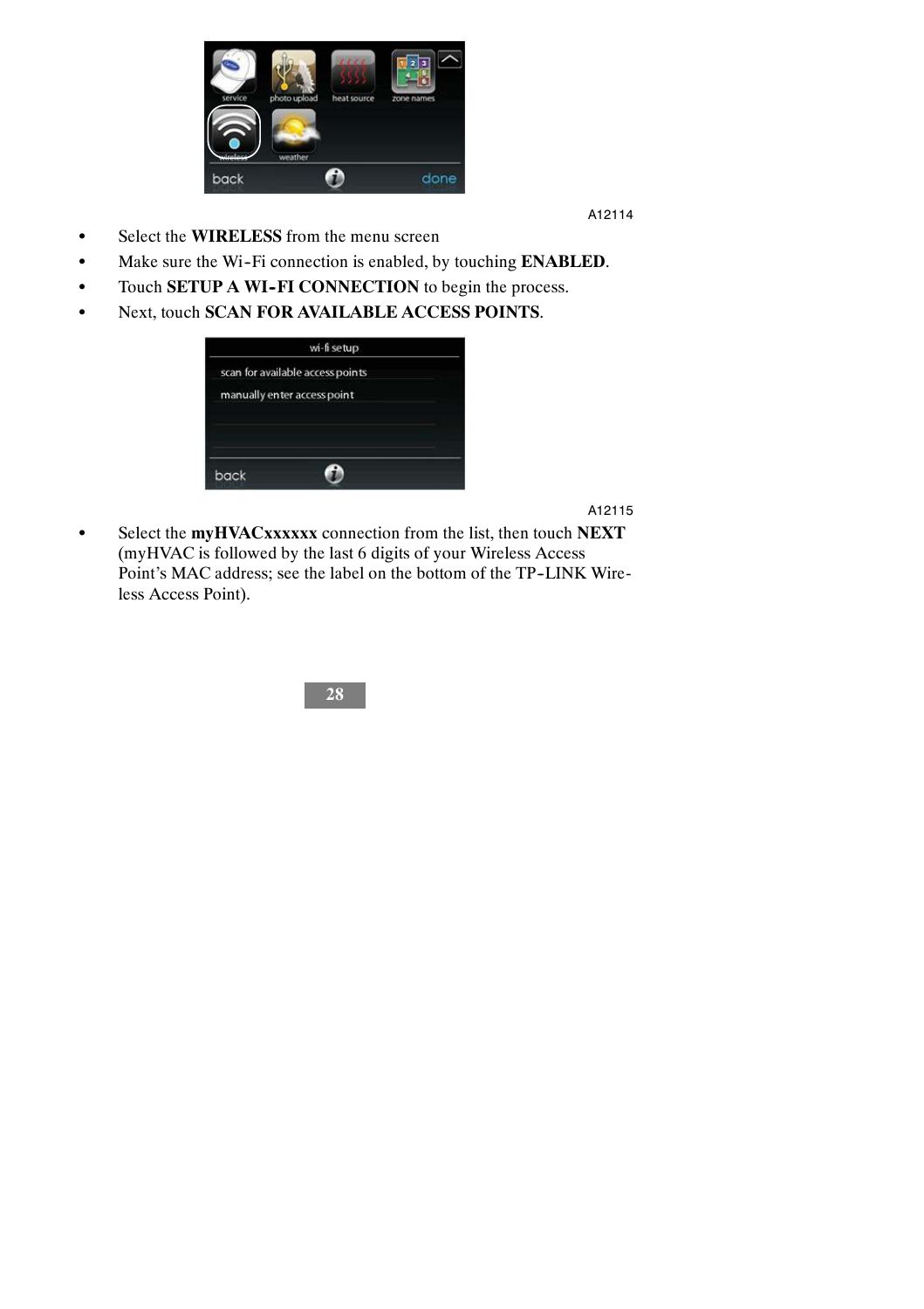A12114

- Select the **WIRELESS** from the menu screen
- Make sure the Wi-Fi connection is enabled, by touching **ENABLED**.
- Touch **SETUP A WI-FI CONNECTION** to begin the process.
- Next, touch **SCAN FOR AVAILABLE ACCESS POINTS**.

A12115

- Select the **myHVACxxxxxx** connection from the list, then touch **NEXT** (myHVAC is followed by the last 6 digits of your Wireless Access Point's MAC address; see the label on the bottom of the TP-LINK Wireless Access Point).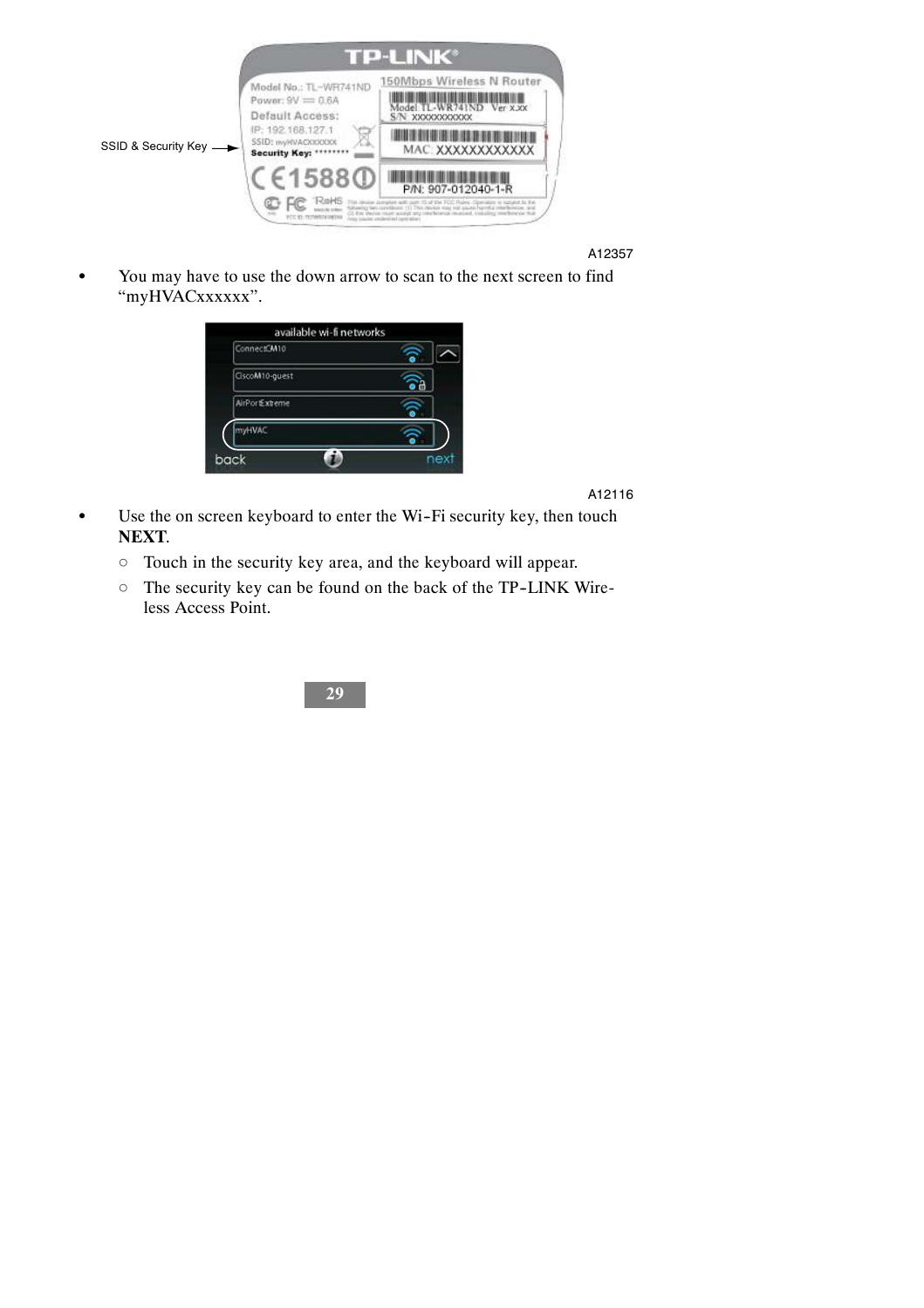SSID & Security Key

A12357

- You may have to use the down arrow to scan to the next screen to find “myHVACxxxxxx”.

A12116

- Use the on screen keyboard to enter the Wi-Fi security key, then touch **NEXT**.
  - Touch in the security key area, and the keyboard will appear.
  - The security key can be found on the back of the TP-LINK Wireless Access Point.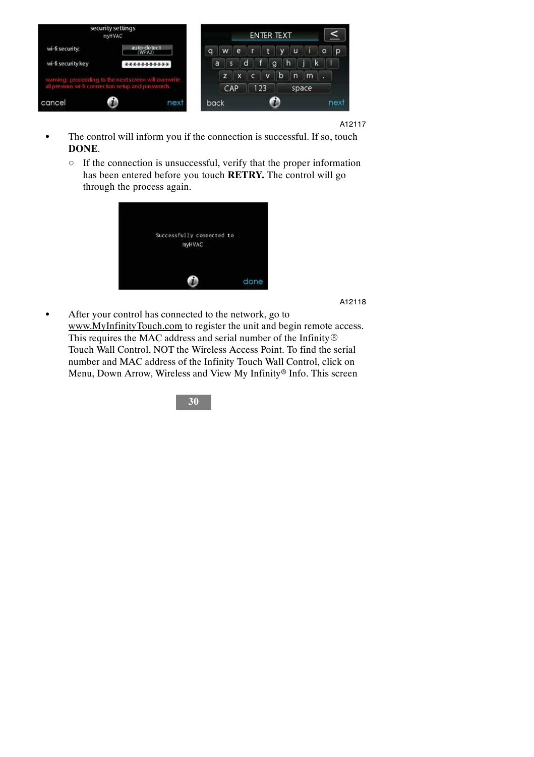A12117

- The control will inform you if the connection is successful. If so, touch **DONE**.
  - If the connection is unsuccessful, verify that the proper information has been entered before you touch **RETRY.** The control will go through the process again.

A12118

- After your control has connected to the network, go to www.MyInfinityTouch.com to register the unit and begin remote access. This requires the MAC address and serial number of the Infinity® Touch Wall Control, NOT the Wireless Access Point. To find the serial number and MAC address of the Infinity Touch Wall Control, click on Menu, Down Arrow, Wireless and View My Infinity® Info. This screen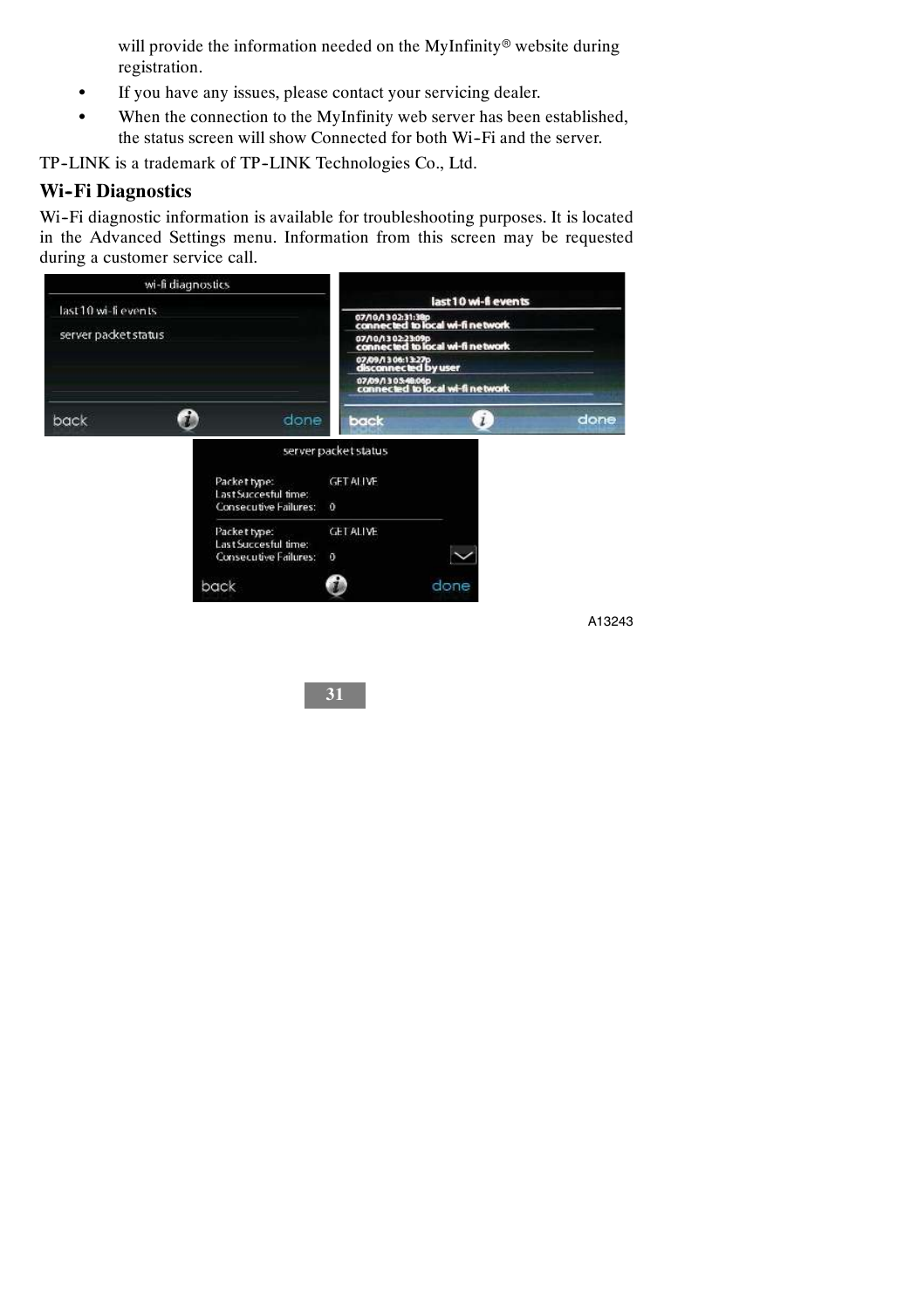will provide the information needed on the MyInfinity® website during registration.

- If you have any issues, please contact your servicing dealer.
- When the connection to the MyInfinity web server has been established, the status screen will show Connected for both Wi-Fi and the server.

TP-LINK is a trademark of TP-LINK Technologies Co., Ltd.

## Wi-Fi Diagnostics

Wi-Fi diagnostic information is available for troubleshooting purposes. It is located in the Advanced Settings menu. Information from this screen may be requested during a customer service call.

A13243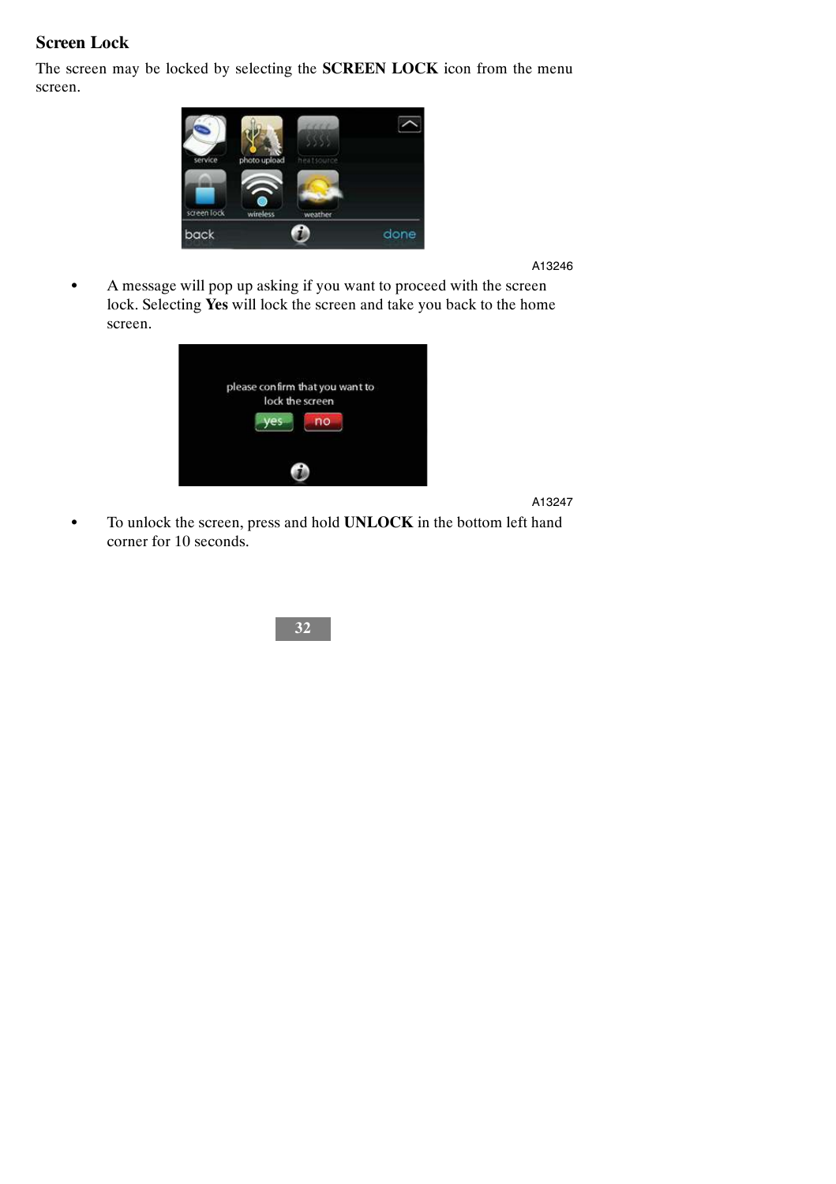## Screen Lock

The screen may be locked by selecting the **SCREEN LOCK** icon from the menu screen.

A13246

- A message will pop up asking if you want to proceed with the screen lock. Selecting **Yes** will lock the screen and take you back to the home screen.

A13247

- To unlock the screen, press and hold **UNLOCK** in the bottom left hand corner for 10 seconds.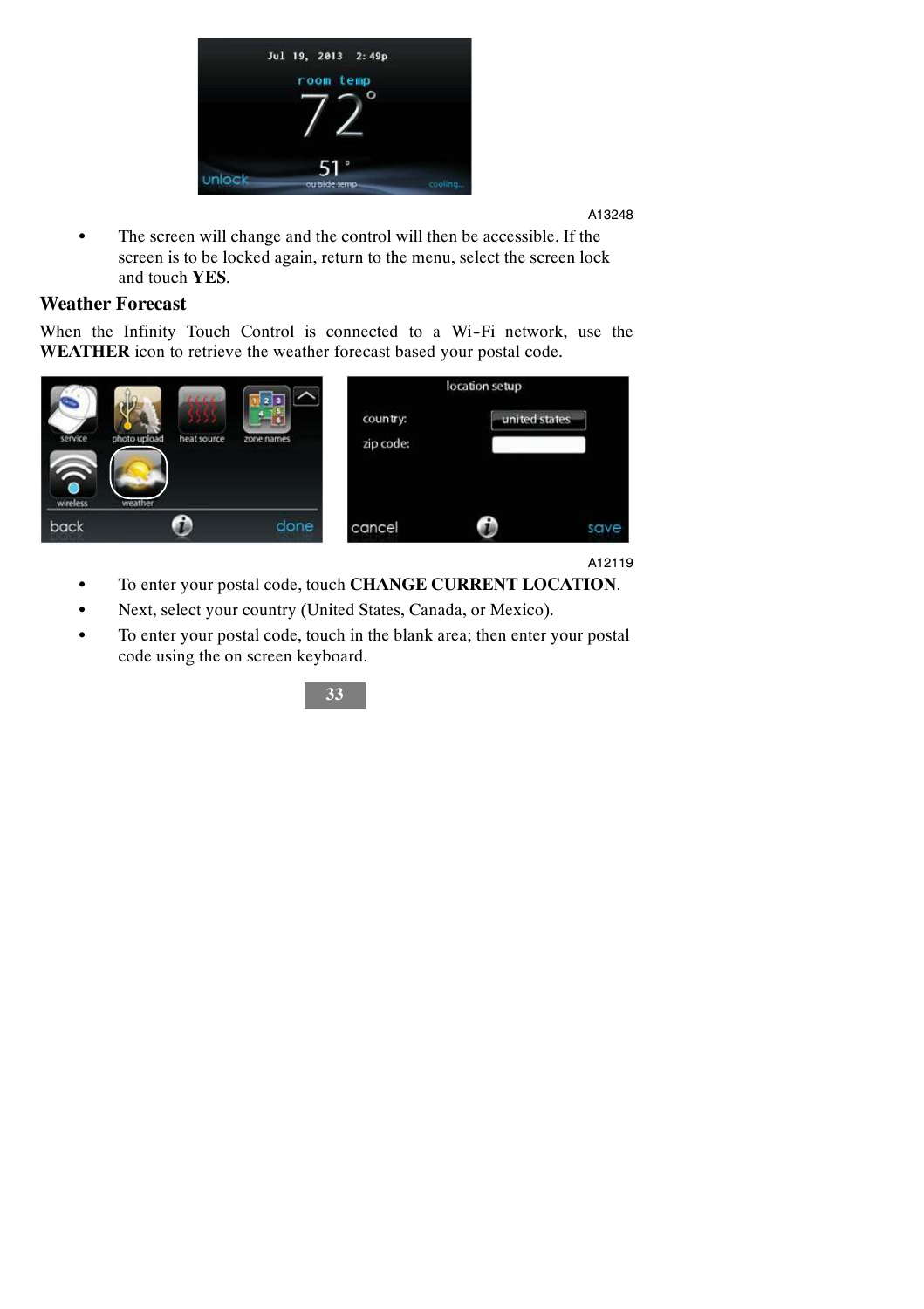A13248

- The screen will change and the control will then be accessible. If the screen is to be locked again, return to the menu, select the screen lock and touch **YES**.

## Weather Forecast

When the Infinity Touch Control is connected to a Wi-Fi network, use the **WEATHER** icon to retrieve the weather forecast based your postal code.

A12119

- To enter your postal code, touch **CHANGE CURRENT LOCATION**.
- Next, select your country (United States, Canada, or Mexico).
- To enter your postal code, touch in the blank area; then enter your postal code using the on screen keyboard.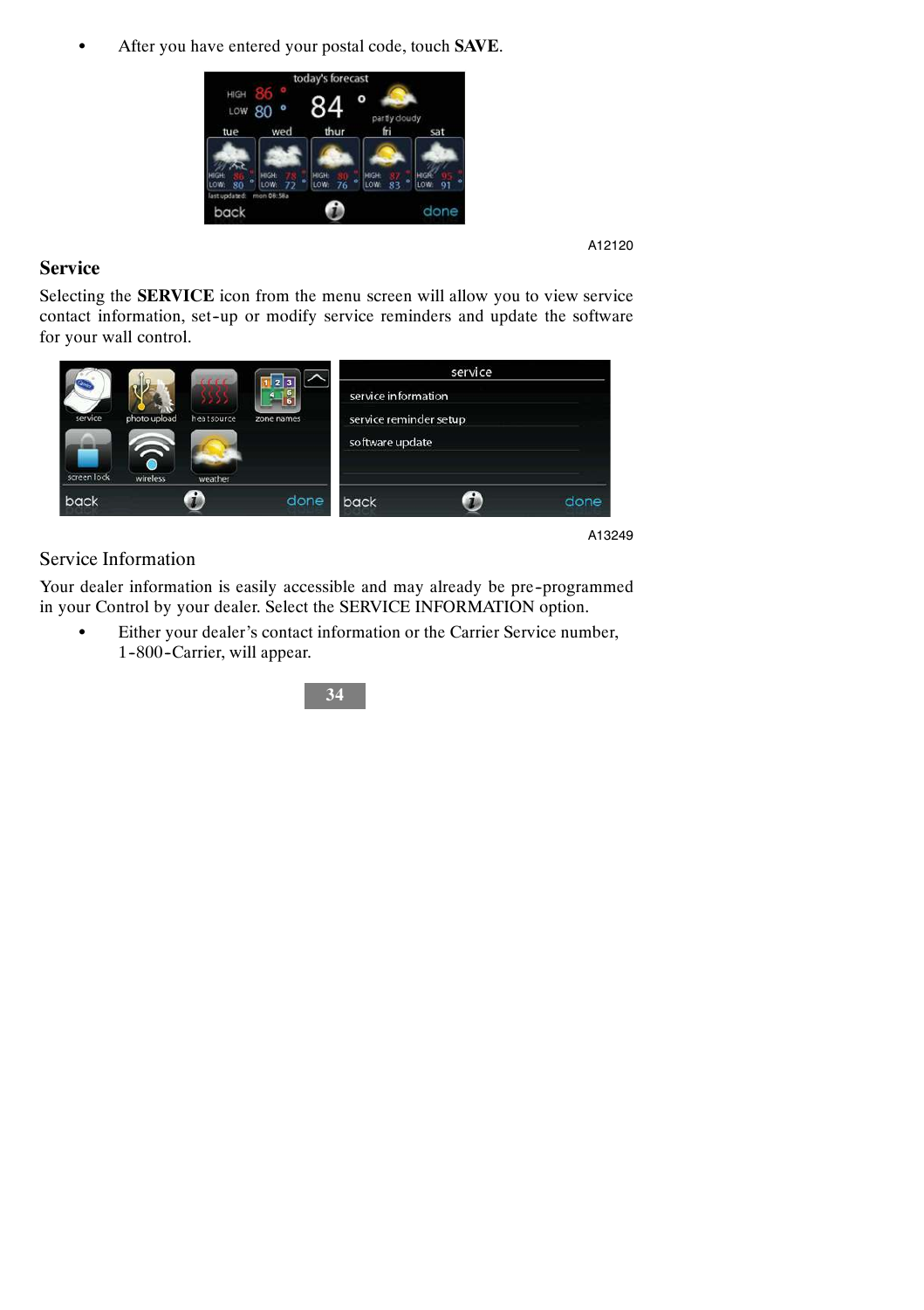- After you have entered your postal code, touch **SAVE**.

A12120

## Service

Selecting the **SERVICE** icon from the menu screen will allow you to view service contact information, set-up or modify service reminders and update the software for your wall control.

A13249

### Service Information

Your dealer information is easily accessible and may already be pre-programmed in your Control by your dealer. Select the SERVICE INFORMATION option.

- Either your dealer's contact information or the Carrier Service number, 1-800-Carrier, will appear.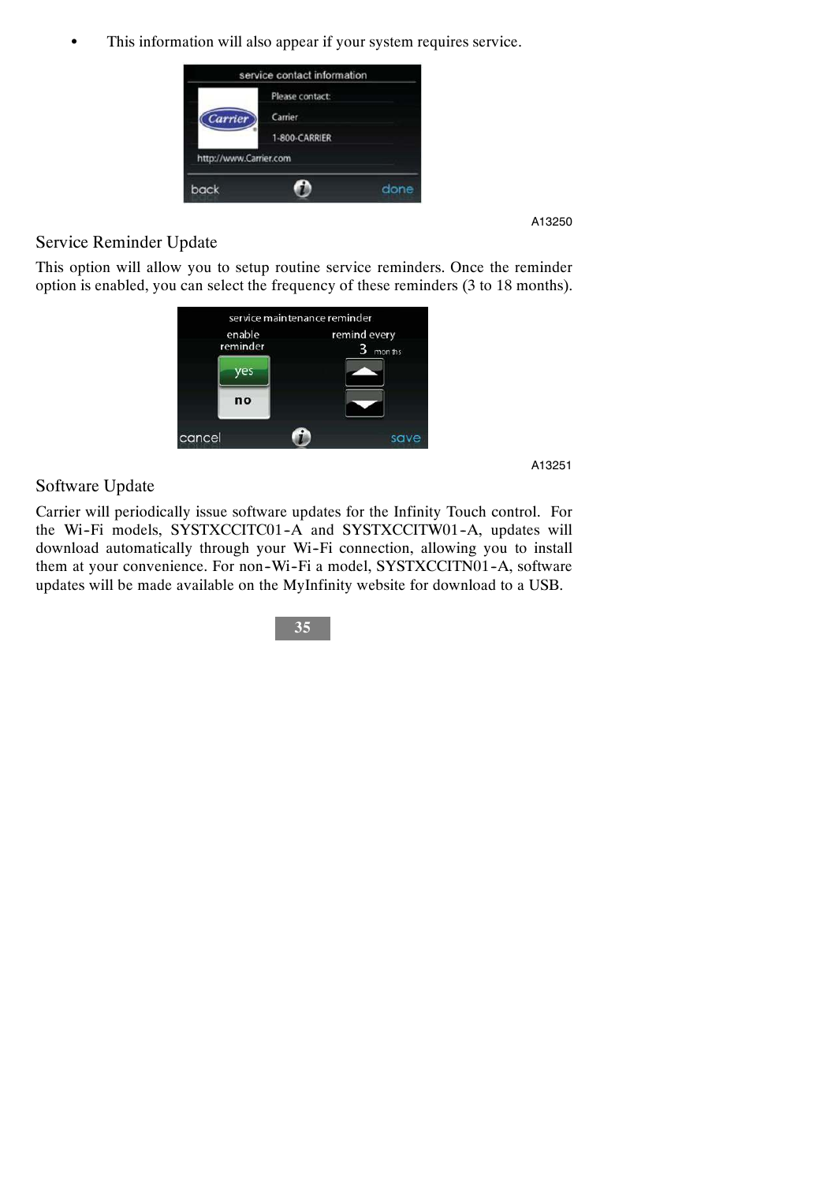- This information will also appear if your system requires service.

A13250

## Service Reminder Update

This option will allow you to setup routine service reminders. Once the reminder option is enabled, you can select the frequency of these reminders (3 to 18 months).

A13251

## Software Update

Carrier will periodically issue software updates for the Infinity Touch control. For the Wi-Fi models, SYSTXCCITC01-A and SYSTXCCITW01-A, updates will download automatically through your Wi-Fi connection, allowing you to install them at your convenience. For non-Wi-Fi a model, SYSTXCCITN01-A, software updates will be made available on the MyInfinity website for download to a USB.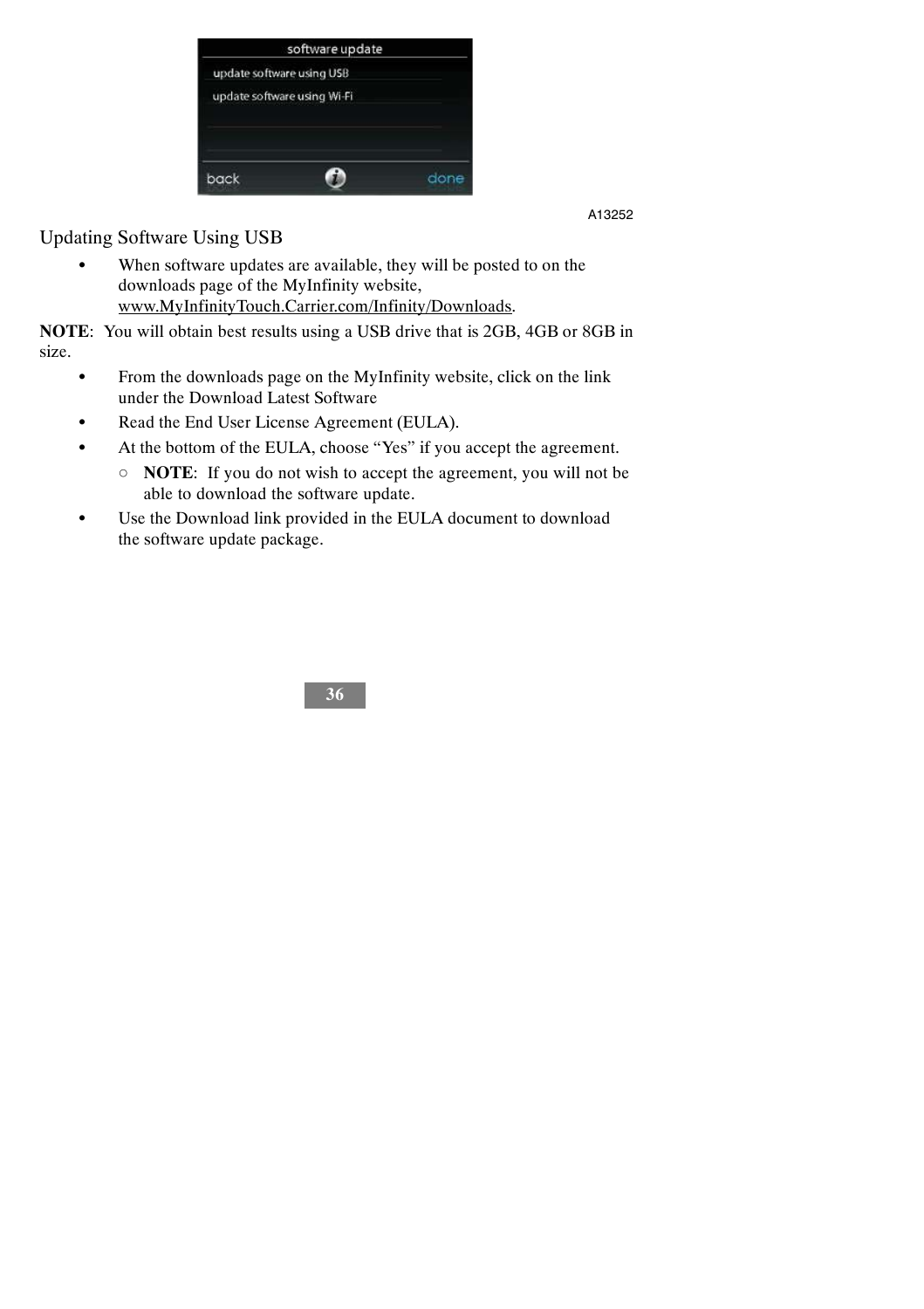A13252

## Updating Software Using USB

- When software updates are available, they will be posted to on the downloads page of the MyInfinity website, www.MyInfinityTouch.Carrier.com/Infinity/Downloads.

**NOTE**: You will obtain best results using a USB drive that is 2GB, 4GB or 8GB in size.

- From the downloads page on the MyInfinity website, click on the link under the Download Latest Software
- Read the End User License Agreement (EULA).
- At the bottom of the EULA, choose “Yes” if you accept the agreement.
  - **NOTE**: If you do not wish to accept the agreement, you will not be able to download the software update.
- Use the Download link provided in the EULA document to download the software update package.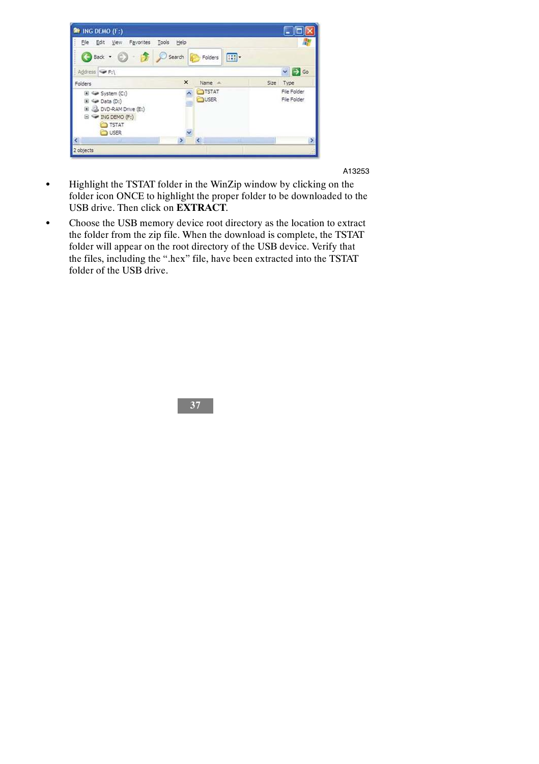A13253

- Highlight the TSTAT folder in the WinZip window by clicking on the folder icon ONCE to highlight the proper folder to be downloaded to the USB drive. Then click on **EXTRACT**.
- Choose the USB memory device root directory as the location to extract the folder from the zip file. When the download is complete, the TSTAT folder will appear on the root directory of the USB device. Verify that the files, including the ".hex" file, have been extracted into the TSTAT folder of the USB drive.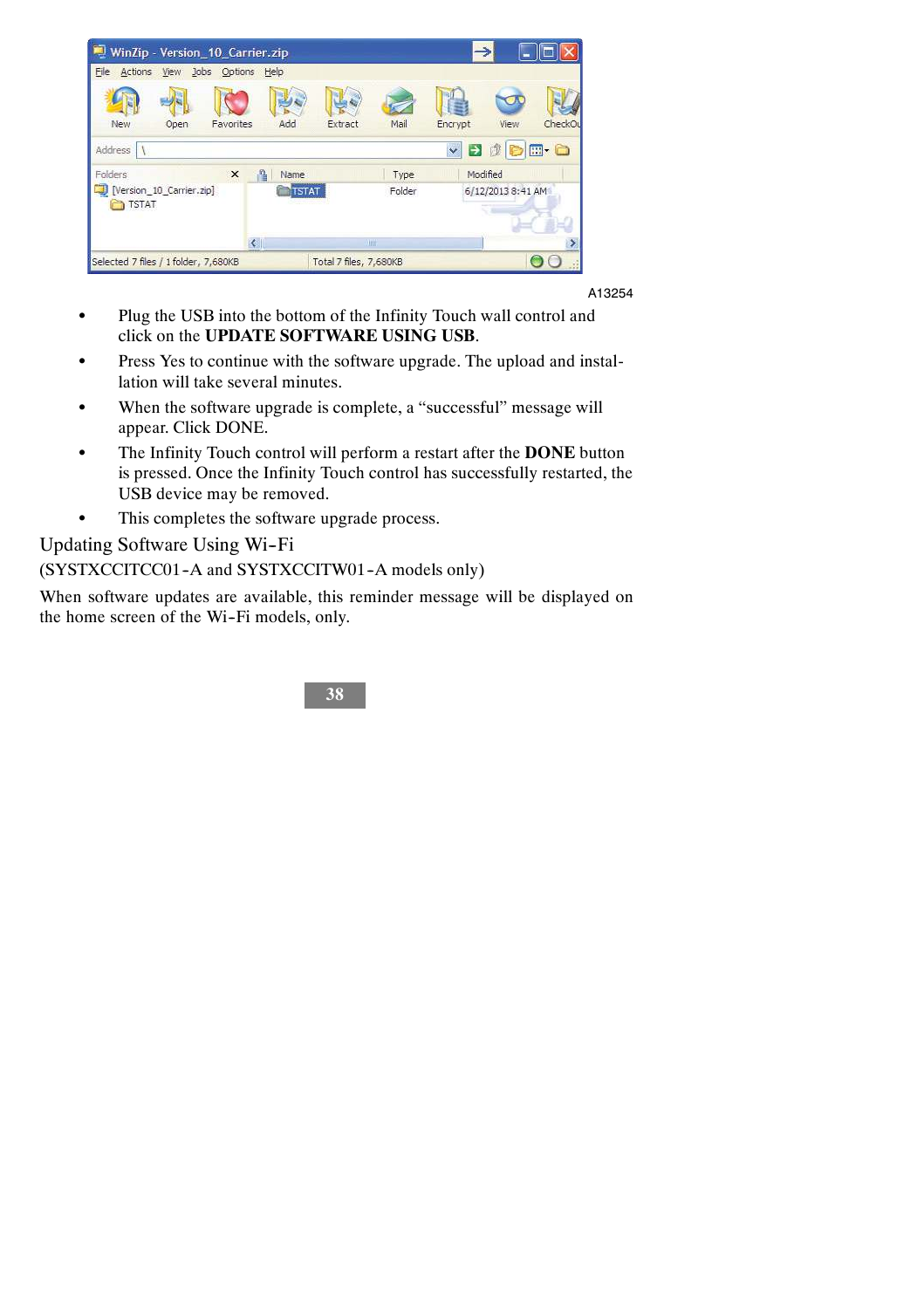A13254

- Plug the USB into the bottom of the Infinity Touch wall control and click on the **UPDATE SOFTWARE USING USB**.
- Press Yes to continue with the software upgrade. The upload and installation will take several minutes.
- When the software upgrade is complete, a “successful” message will appear. Click DONE.
- The Infinity Touch control will perform a restart after the **DONE** button is pressed. Once the Infinity Touch control has successfully restarted, the USB device may be removed.
- This completes the software upgrade process.

## Updating Software Using Wi-Fi

(SYSTXCCITCC01-A and SYSTXCCITW01-A models only)

When software updates are available, this reminder message will be displayed on the home screen of the Wi-Fi models, only.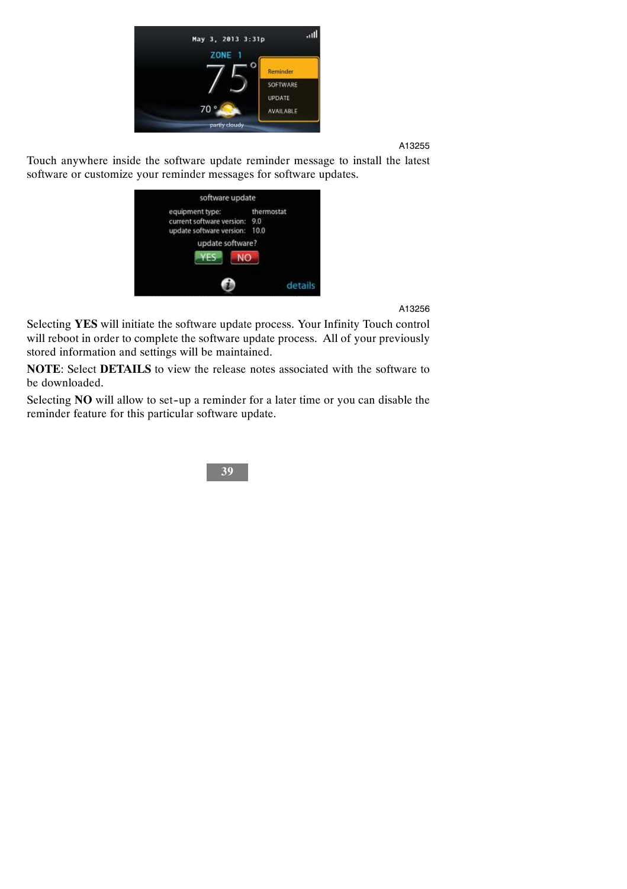A13255

Touch anywhere inside the software update reminder message to install the latest software or customize your reminder messages for software updates.

A13256

Selecting **YES** will initiate the software update process. Your Infinity Touch control will reboot in order to complete the software update process. All of your previously stored information and settings will be maintained.

**NOTE**: Select **DETAILS** to view the release notes associated with the software to be downloaded.

Selecting **NO** will allow to set-up a reminder for a later time or you can disable the reminder feature for this particular software update.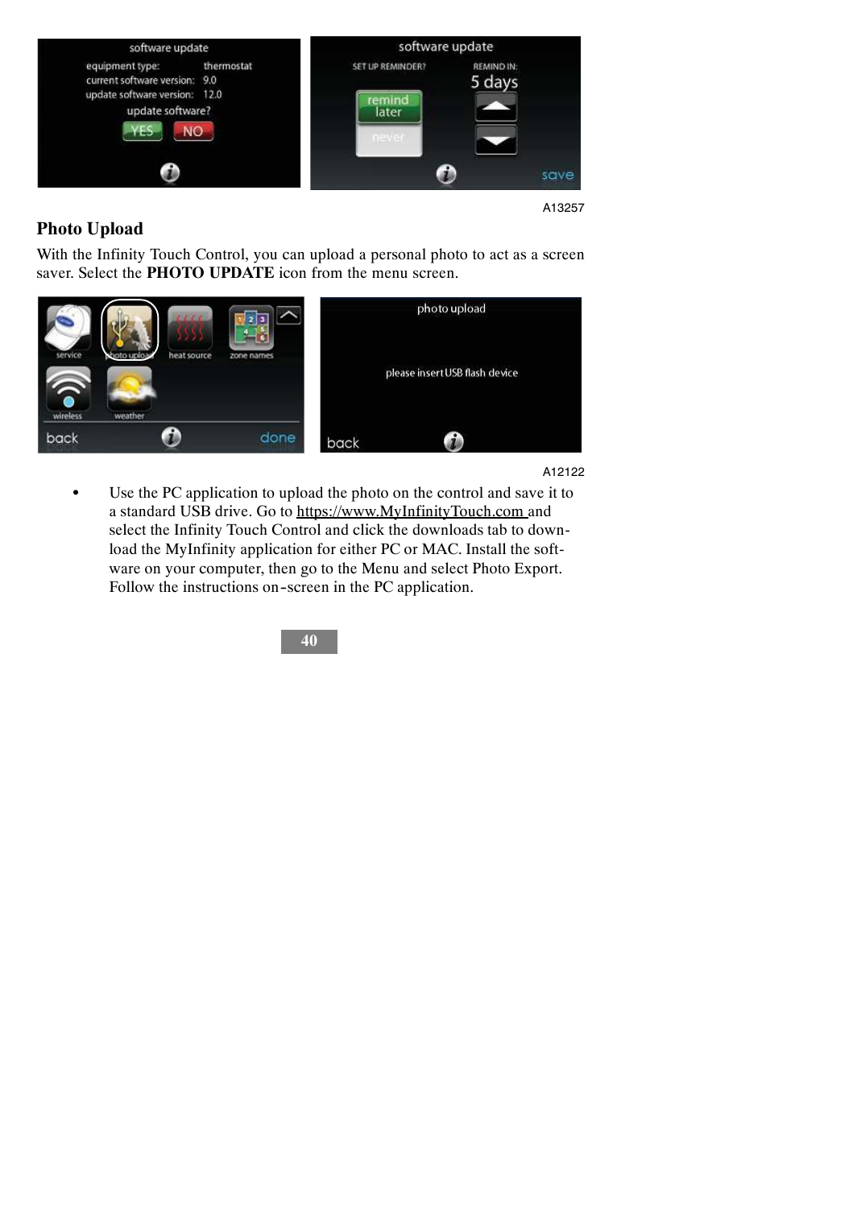A13257

## Photo Upload

With the Infinity Touch Control, you can upload a personal photo to act as a screen saver. Select the **PHOTO UPDATE** icon from the menu screen.

A12122

- Use the PC application to upload the photo on the control and save it to a standard USB drive. Go to https://www.MyInfinityTouch.com and select the Infinity Touch Control and click the downloads tab to download the MyInfinity application for either PC or MAC. Install the software on your computer, then go to the Menu and select Photo Export. Follow the instructions on-screen in the PC application.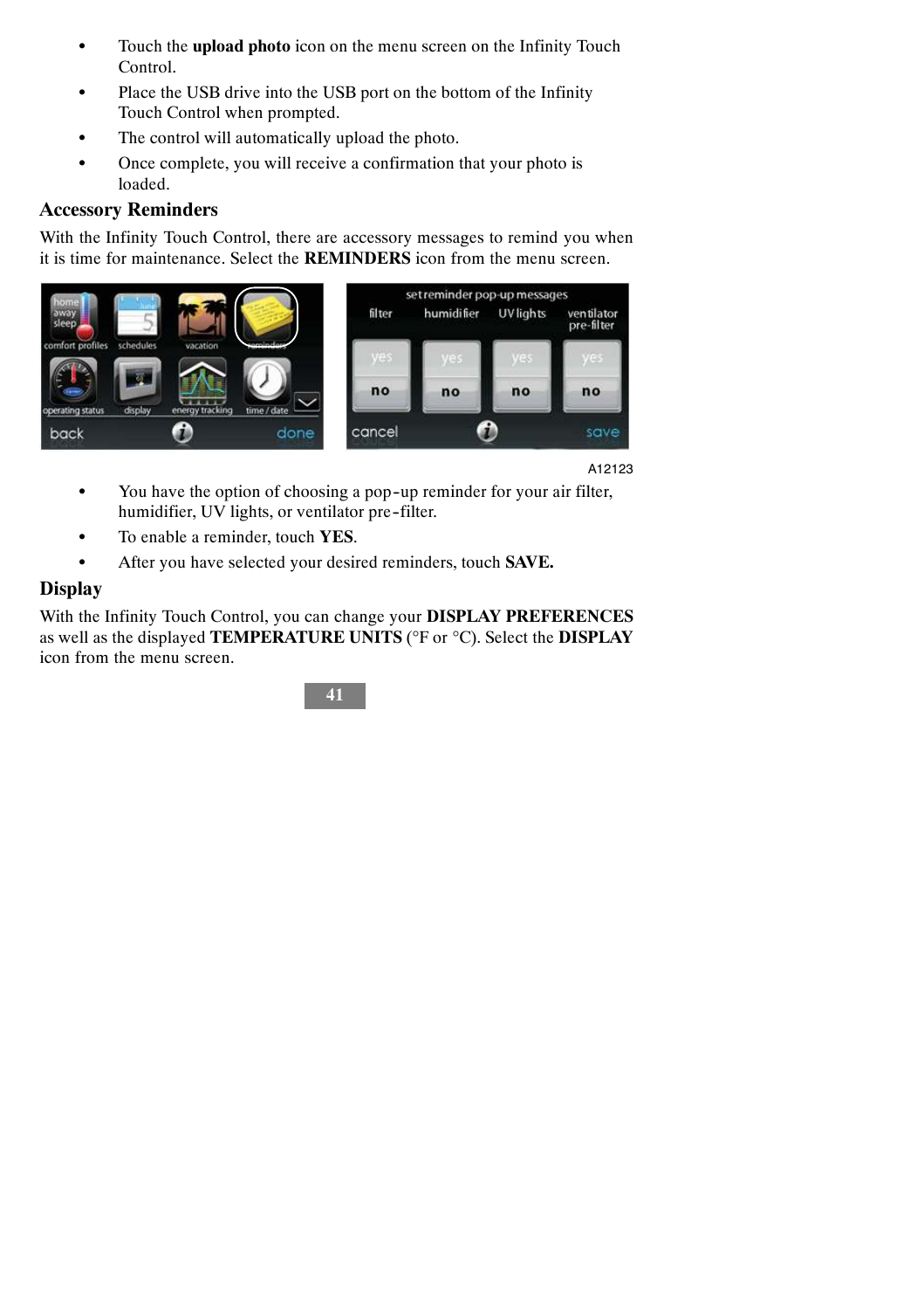- Touch the **upload photo** icon on the menu screen on the Infinity Touch Control.
- Place the USB drive into the USB port on the bottom of the Infinity Touch Control when prompted.
- The control will automatically upload the photo.
- Once complete, you will receive a confirmation that your photo is loaded.

## Accessory Reminders

With the Infinity Touch Control, there are accessory messages to remind you when it is time for maintenance. Select the **REMINDERS** icon from the menu screen.

A12123

- You have the option of choosing a pop-up reminder for your air filter, humidifier, UV lights, or ventilator pre-filter.
- To enable a reminder, touch **YES**.
- After you have selected your desired reminders, touch **SAVE.**

## Display

With the Infinity Touch Control, you can change your **DISPLAY PREFERENCES** as well as the displayed **TEMPERATURE UNITS** (°F or °C). Select the **DISPLAY** icon from the menu screen.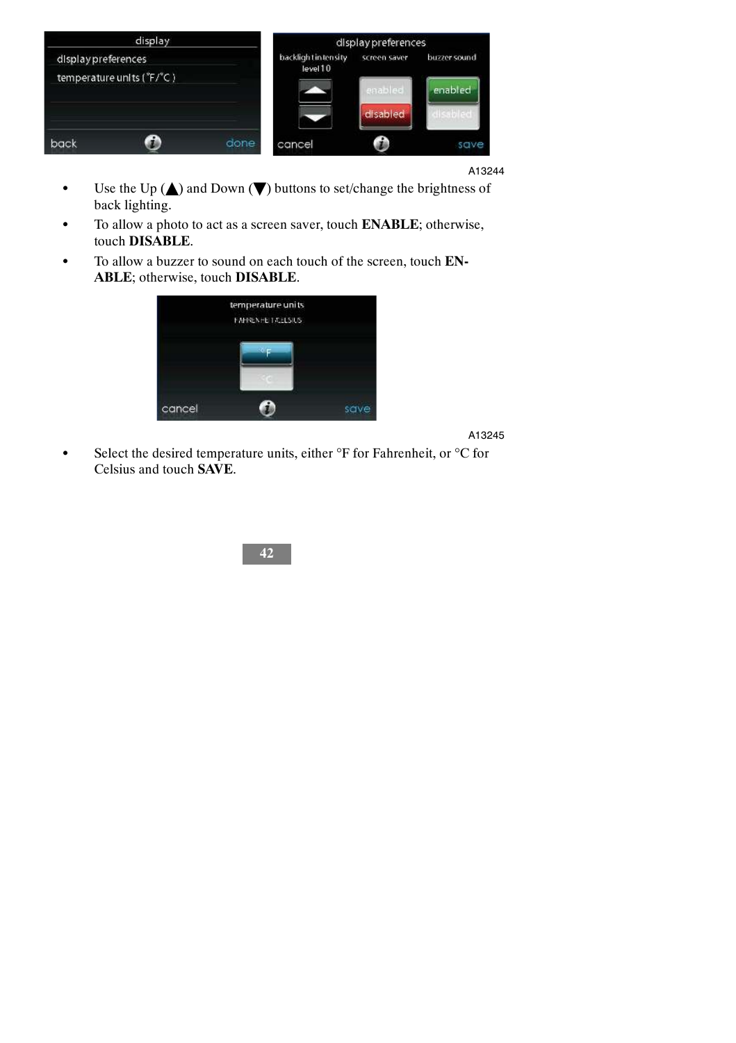A13244

- Use the Up (▲) and Down (▼) buttons to set/change the brightness of back lighting.
- To allow a photo to act as a screen saver, touch **ENABLE**; otherwise, touch **DISABLE**.
- To allow a buzzer to sound on each touch of the screen, touch **ENABLE**; otherwise, touch **DISABLE**.

A13245

- Select the desired temperature units, either °F for Fahrenheit, or °C for Celsius and touch **SAVE**.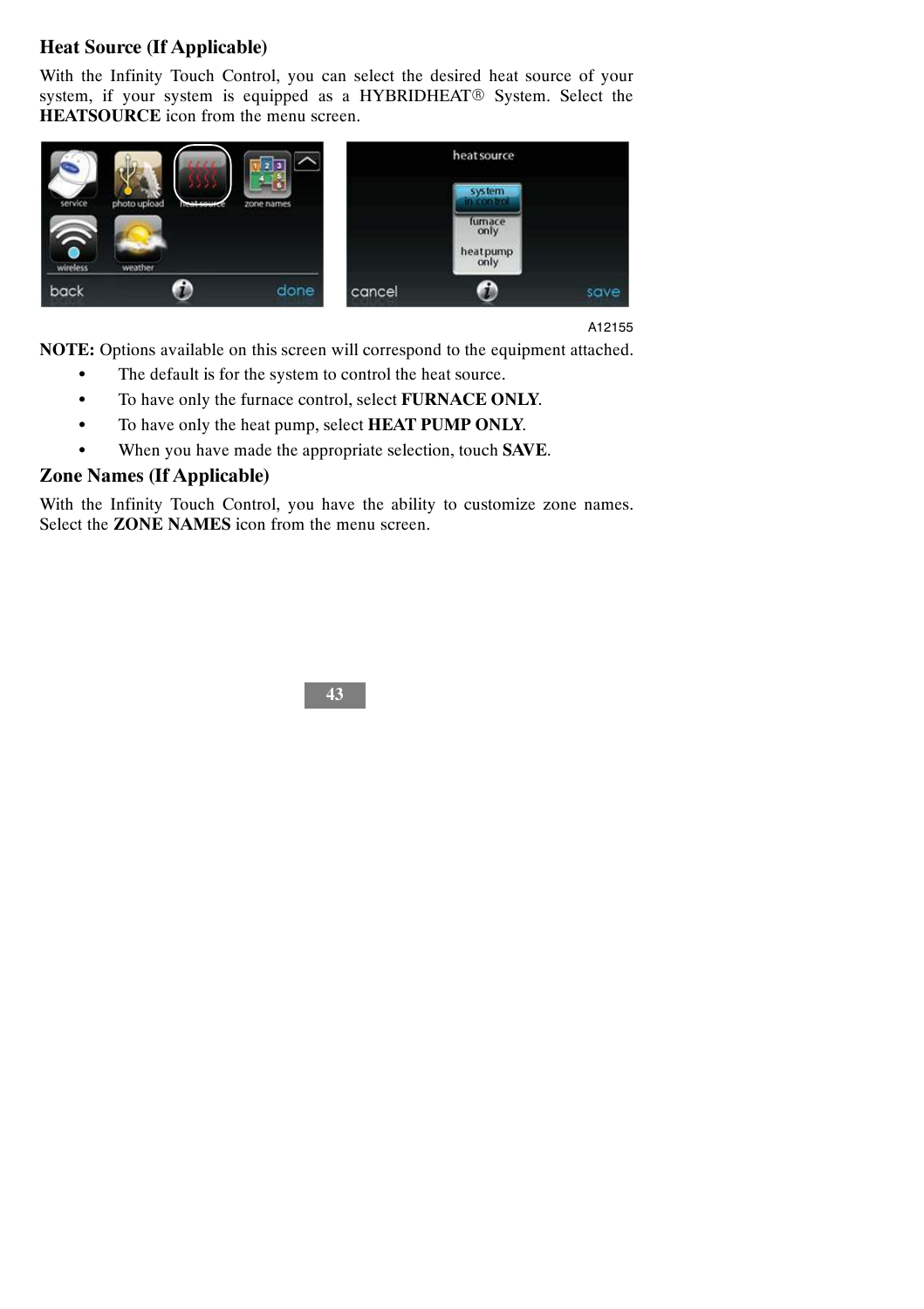## Heat Source (If Applicable)

With the Infinity Touch Control, you can select the desired heat source of your system, if your system is equipped as a HYBRIDHEAT® System. Select the **HEATSOURCE** icon from the menu screen.

A12155

**NOTE:** Options available on this screen will correspond to the equipment attached.

- The default is for the system to control the heat source.
- To have only the furnace control, select **FURNACE ONLY**.
- To have only the heat pump, select **HEAT PUMP ONLY**.
- When you have made the appropriate selection, touch **SAVE**.

## Zone Names (If Applicable)

With the Infinity Touch Control, you have the ability to customize zone names. Select the **ZONE NAMES** icon from the menu screen.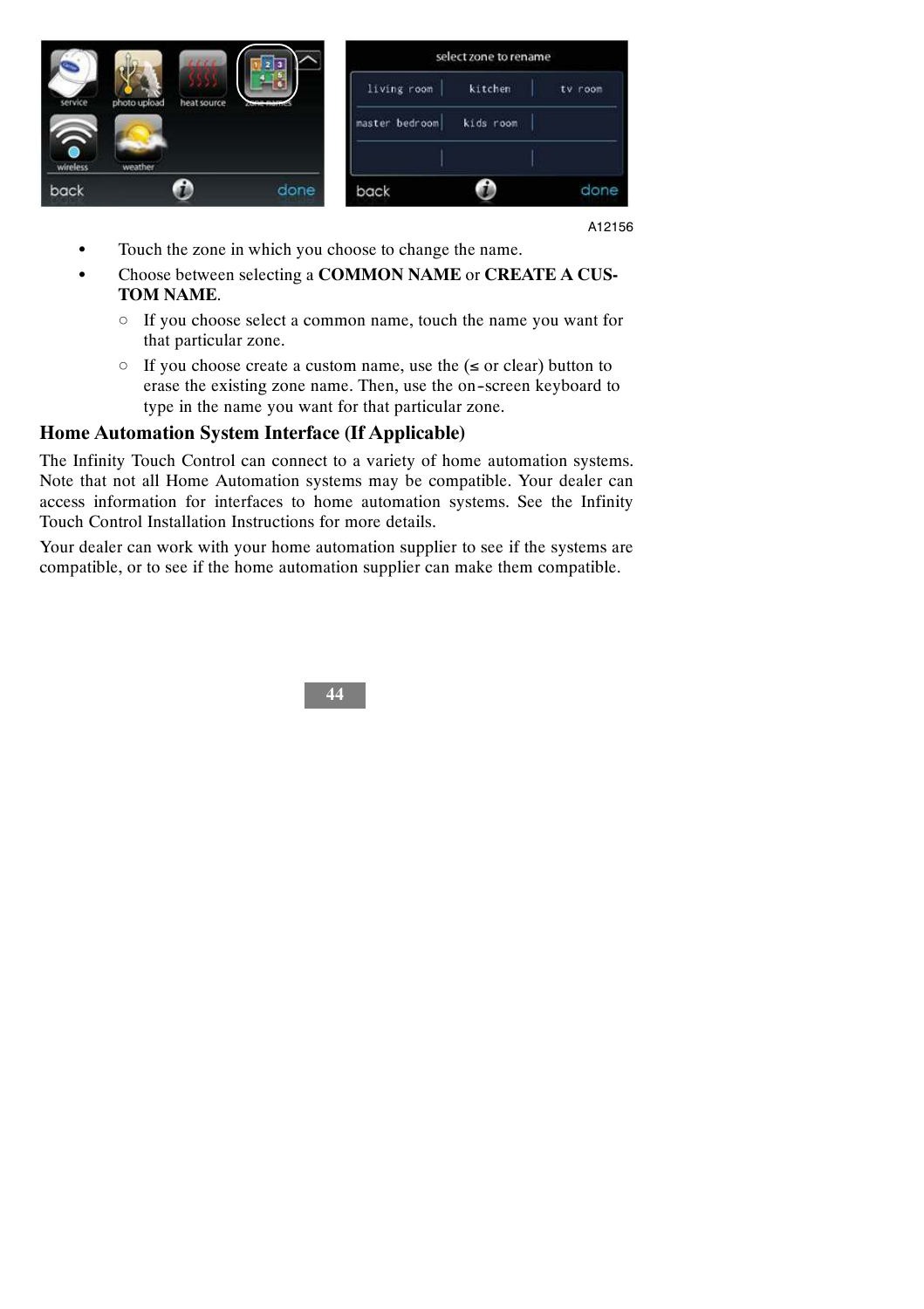A12156

- Touch the zone in which you choose to change the name.
- Choose between selecting a **COMMON NAME** or **CREATE A CUSTOM NAME**.
  - If you choose select a common name, touch the name you want for that particular zone.
  - If you choose create a custom name, use the (≤ or clear) button to erase the existing zone name. Then, use the on-screen keyboard to type in the name you want for that particular zone.

## Home Automation System Interface (If Applicable)

The Infinity Touch Control can connect to a variety of home automation systems. Note that not all Home Automation systems may be compatible. Your dealer can access information for interfaces to home automation systems. See the Infinity Touch Control Installation Instructions for more details.

Your dealer can work with your home automation supplier to see if the systems are compatible, or to see if the home automation supplier can make them compatible.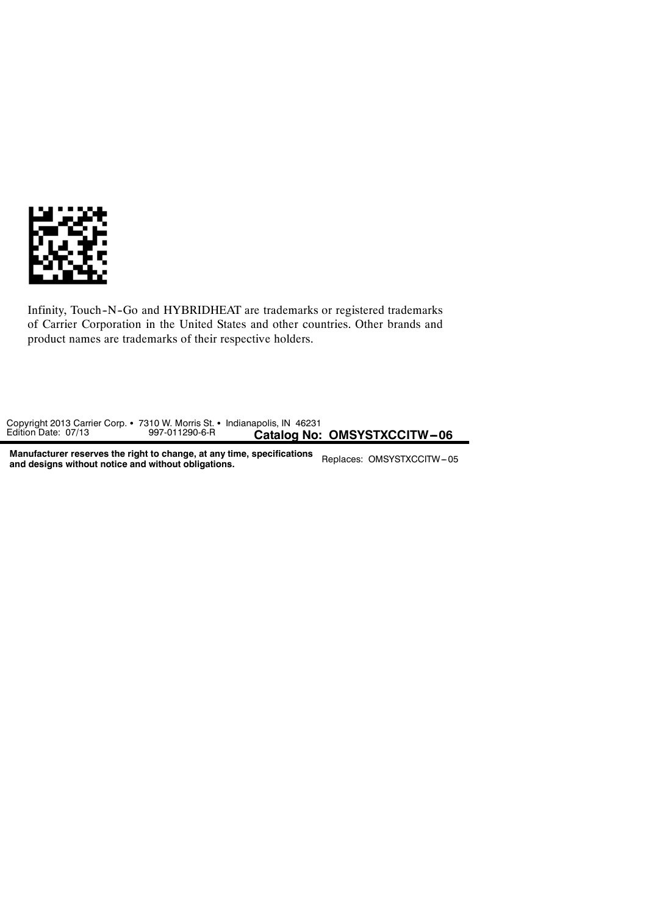Infinity, Touch-N-Go and HYBRIDHEAT are trademarks or registered trademarks of Carrier Corporation in the United States and other countries. Other brands and product names are trademarks of their respective holders.

Copyright 2013 Carrier Corp. • 7310 W. Morris St. • Indianapolis, IN 46231
Edition Date: 07/13 997-011290-6-R **Catalog No: OMSYSTXCCITW-06**

**Manufacturer reserves the right to change, at any time, specifications and designs without notice and without obligations.**

Replaces: OMSYSTXCCITW-05